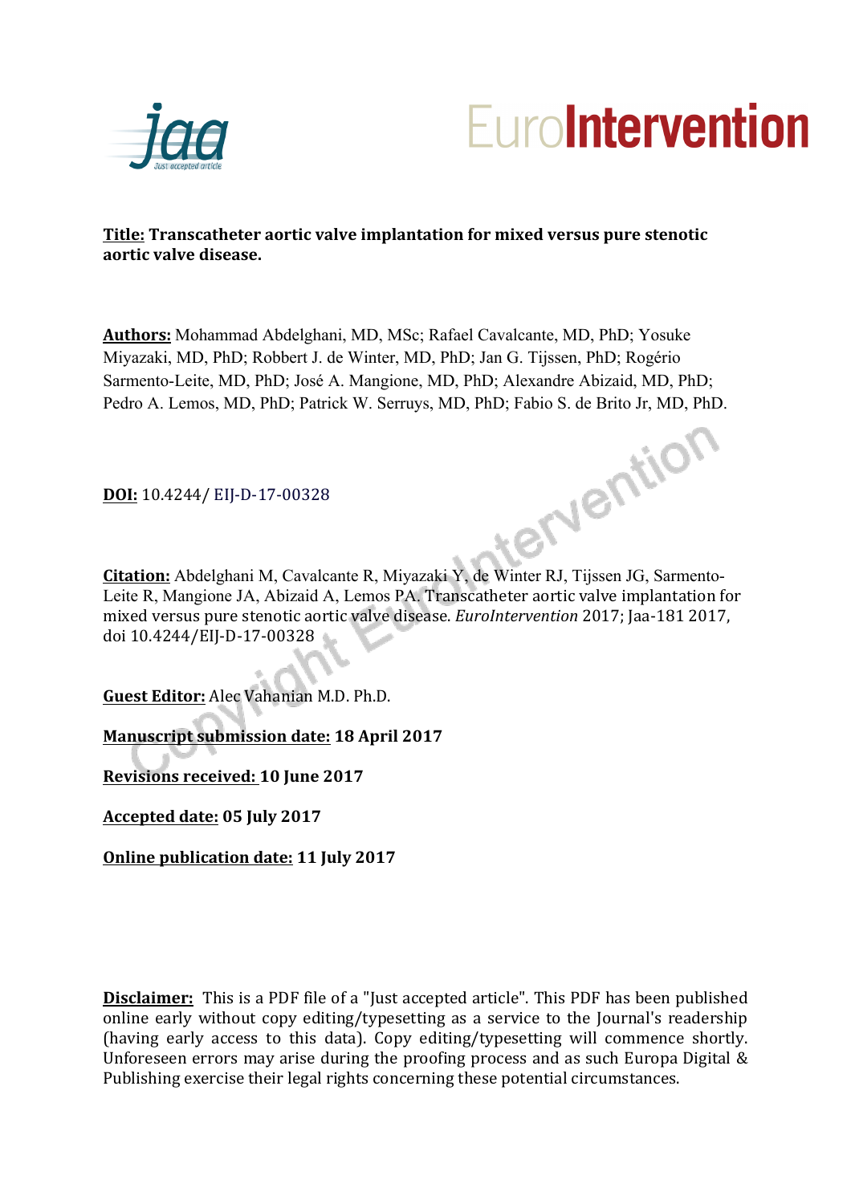**Title:** **Transcatheter aortic valve implantation for mixed versus pure stenotic aortic valve disease.**

**Authors:** Mohammad Abdelghani, MD, MSc; Rafael Cavalcante, MD, PhD; Yosuke Miyazaki, MD, PhD; Robbert J. de Winter, MD, PhD; Jan G. Tijssen, PhD; Rogério Sarmento-Leite, MD, PhD; José A. Mangione, MD, PhD; Alexandre Abizaid, MD, PhD; Pedro A. Lemos, MD, PhD; Patrick W. Serruys, MD, PhD; Fabio S. de Brito Jr, MD, PhD.

**DOI:** 10.4244/ EIJ-D-17-00328

**Citation:** Abdelghani M, Cavalcante R, Miyazaki Y, de Winter RJ, Tijssen JG, Sarmento-Leite R, Mangione JA, Abizaid A, Lemos PA. Transcatheter aortic valve implantation for mixed versus pure stenotic aortic valve disease. *EuroIntervention* 2017; Jaa-181 2017, doi 10.4244/EIJ-D-17-00328

**Guest Editor:** Alec Vahanian M.D. Ph.D.

**Manuscript submission date:** **18 April 2017**

**Revisions received:** **10 June 2017**

**Accepted date:** **05 July 2017**

**Online publication date:** **11 July 2017**

**Disclaimer:** This is a PDF file of a "Just accepted article". This PDF has been published online early without copy editing/typesetting as a service to the Journal's readership (having early access to this data). Copy editing/typesetting will commence shortly. Unforeseen errors may arise during the proofing process and as such Europa Digital & Publishing exercise their legal rights concerning these potential circumstances.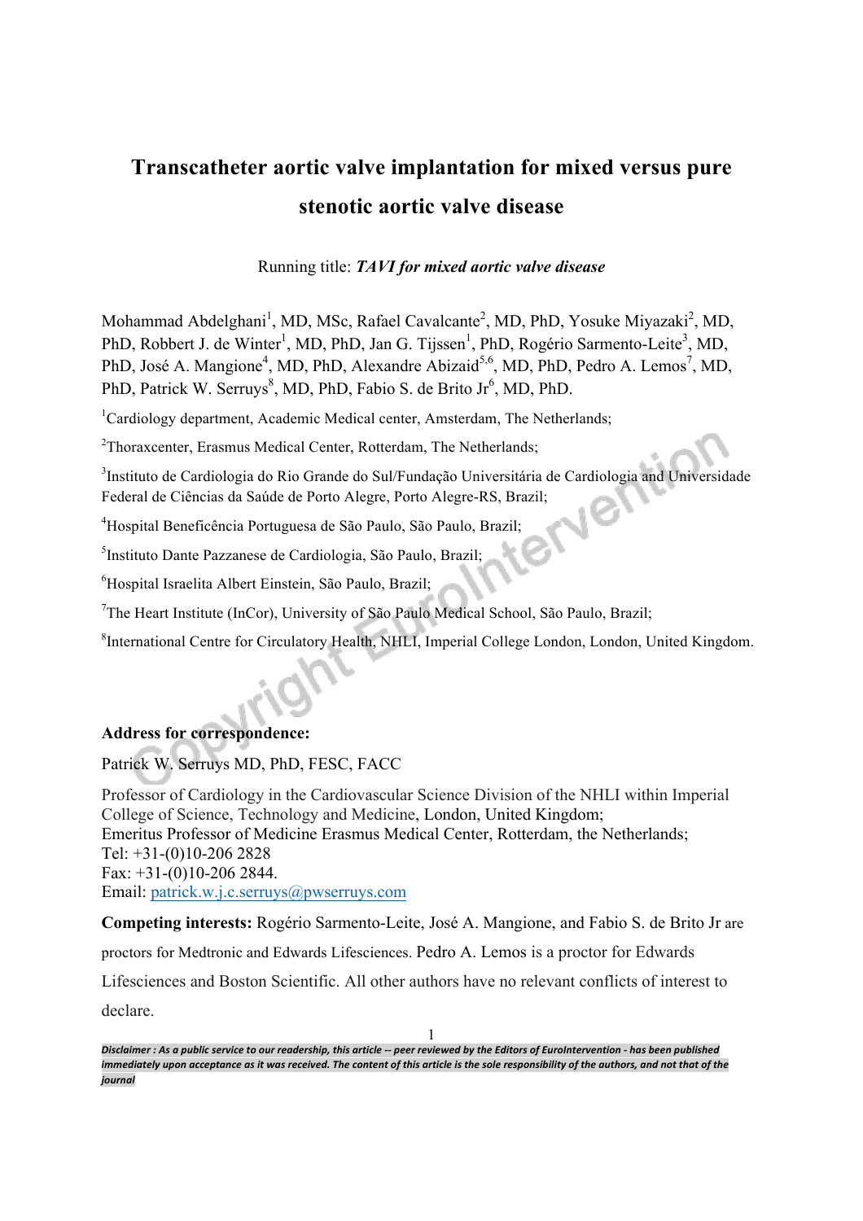# Transcatheter aortic valve implantation for mixed versus pure stenotic aortic valve disease

Running title: ***TAVI for mixed aortic valve disease***

Mohammad Abdelghani[1], MD, MSc, Rafael Cavalcante[2], MD, PhD, Yosuke Miyazaki[2], MD, PhD, Robbert J. de Winter[1], MD, PhD, Jan G. Tijssen[1], PhD, Rogério Sarmento-Leite[3], MD, PhD, José A. Mangione[4], MD, PhD, Alexandre Abizaid[5,6], MD, PhD, Pedro A. Lemos[7], MD, PhD, Patrick W. Serruys[8], MD, PhD, Fabio S. de Brito Jr[6], MD, PhD.

[1]Cardiology department, Academic Medical center, Amsterdam, The Netherlands;

[2]Thoraxcenter, Erasmus Medical Center, Rotterdam, The Netherlands;

[3]Instituto de Cardiologia do Rio Grande do Sul/Fundação Universitária de Cardiologia and Universidade Federal de Ciências da Saúde de Porto Alegre, Porto Alegre-RS, Brazil;

[4]Hospital Beneficência Portuguesa de São Paulo, São Paulo, Brazil;

[5]Instituto Dante Pazzanese de Cardiologia, São Paulo, Brazil;

[6]Hospital Israelita Albert Einstein, São Paulo, Brazil;

[7]The Heart Institute (InCor), University of São Paulo Medical School, São Paulo, Brazil;

[8]International Centre for Circulatory Health, NHLI, Imperial College London, London, United Kingdom.

**Address for correspondence:**

Patrick W. Serruys MD, PhD, FESC, FACC

Professor of Cardiology in the Cardiovascular Science Division of the NHLI within Imperial College of Science, Technology and Medicine, London, United Kingdom;
Emeritus Professor of Medicine Erasmus Medical Center, Rotterdam, the Netherlands;
Tel: +31-(0)10-206 2828
Fax: +31-(0)10-206 2844.
Email: patrick.w.j.c.serruys@pwserruys.com

**Competing interests:** Rogério Sarmento-Leite, José A. Mangione, and Fabio S. de Brito Jr are proctors for Medtronic and Edwards Lifesciences. Pedro A. Lemos is a proctor for Edwards Lifesciences and Boston Scientific. All other authors have no relevant conflicts of interest to declare.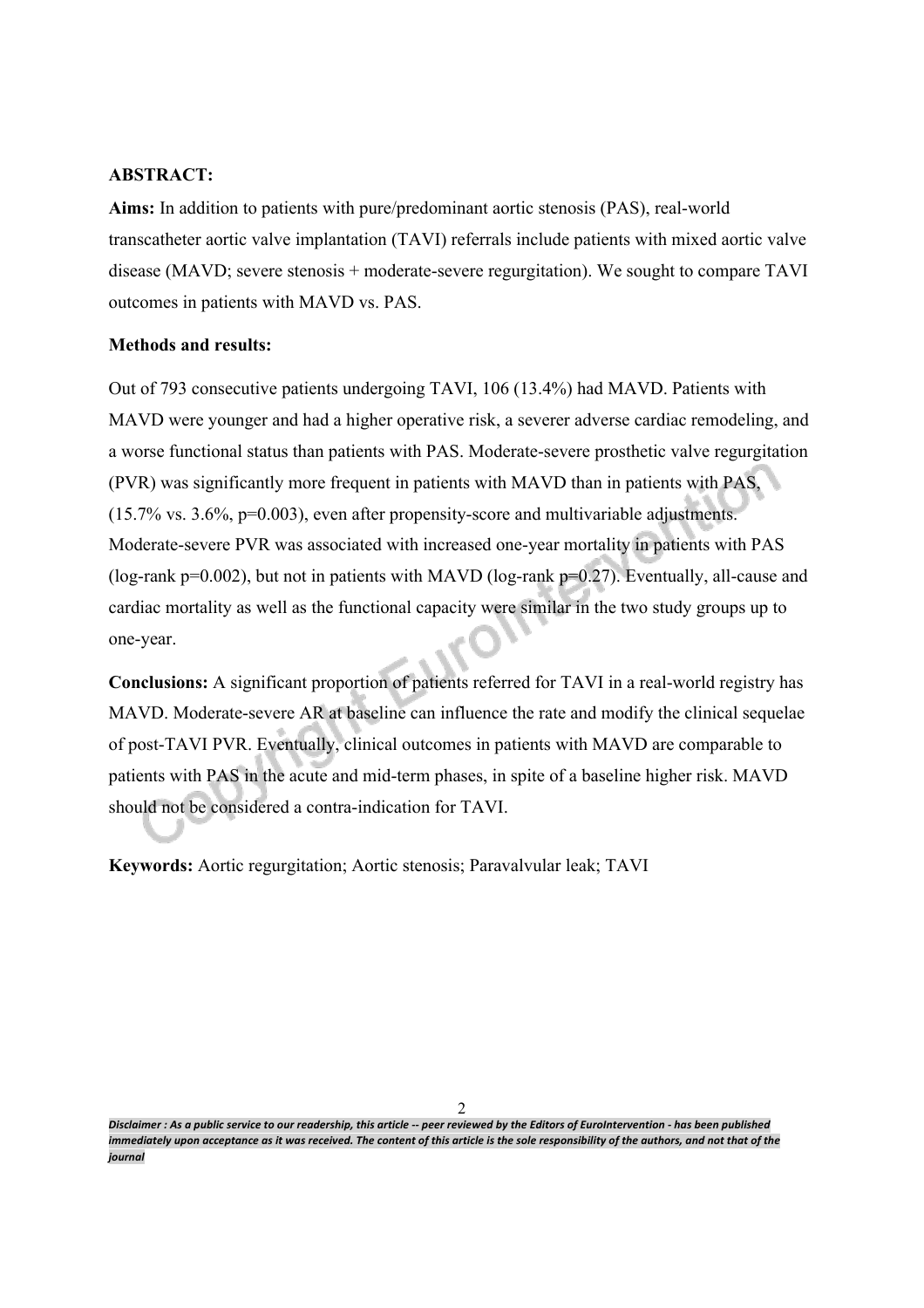**ABSTRACT:**

**Aims:** In addition to patients with pure/predominant aortic stenosis (PAS), real-world transcatheter aortic valve implantation (TAVI) referrals include patients with mixed aortic valve disease (MAVD; severe stenosis + moderate-severe regurgitation). We sought to compare TAVI outcomes in patients with MAVD vs. PAS.

**Methods and results:**

Out of 793 consecutive patients undergoing TAVI, 106 (13.4%) had MAVD. Patients with MAVD were younger and had a higher operative risk, a severer adverse cardiac remodeling, and a worse functional status than patients with PAS. Moderate-severe prosthetic valve regurgitation (PVR) was significantly more frequent in patients with MAVD than in patients with PAS, (15.7% vs. 3.6%, p=0.003), even after propensity-score and multivariable adjustments. Moderate-severe PVR was associated with increased one-year mortality in patients with PAS (log-rank p=0.002), but not in patients with MAVD (log-rank p=0.27). Eventually, all-cause and cardiac mortality as well as the functional capacity were similar in the two study groups up to one-year.

**Conclusions:** A significant proportion of patients referred for TAVI in a real-world registry has MAVD. Moderate-severe AR at baseline can influence the rate and modify the clinical sequelae of post-TAVI PVR. Eventually, clinical outcomes in patients with MAVD are comparable to patients with PAS in the acute and mid-term phases, in spite of a baseline higher risk. MAVD should not be considered a contra-indication for TAVI.

**Keywords:** Aortic regurgitation; Aortic stenosis; Paravalvular leak; TAVI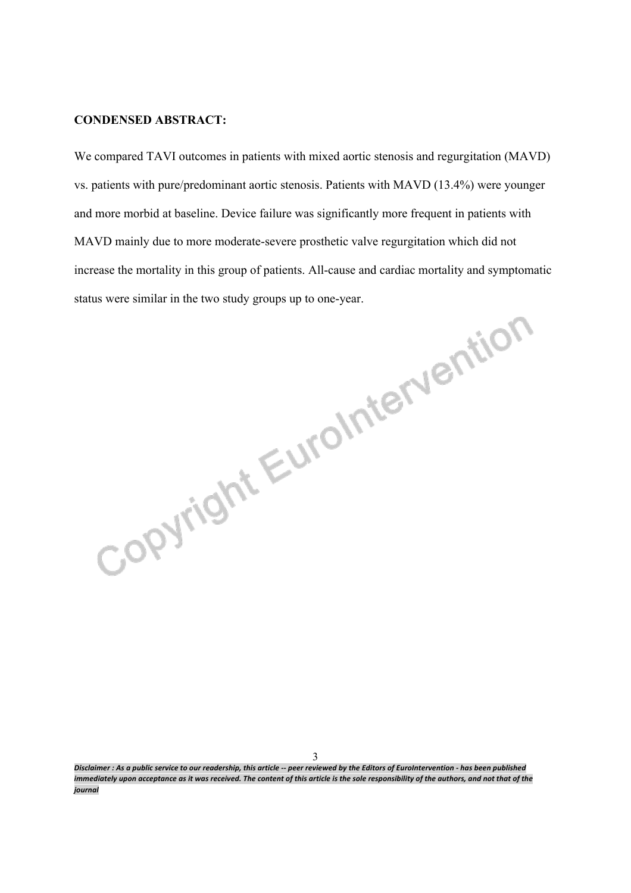**CONDENSED ABSTRACT:**

We compared TAVI outcomes in patients with mixed aortic stenosis and regurgitation (MAVD) vs. patients with pure/predominant aortic stenosis. Patients with MAVD (13.4%) were younger and more morbid at baseline. Device failure was significantly more frequent in patients with MAVD mainly due to more moderate-severe prosthetic valve regurgitation which did not increase the mortality in this group of patients. All-cause and cardiac mortality and symptomatic status were similar in the two study groups up to one-year.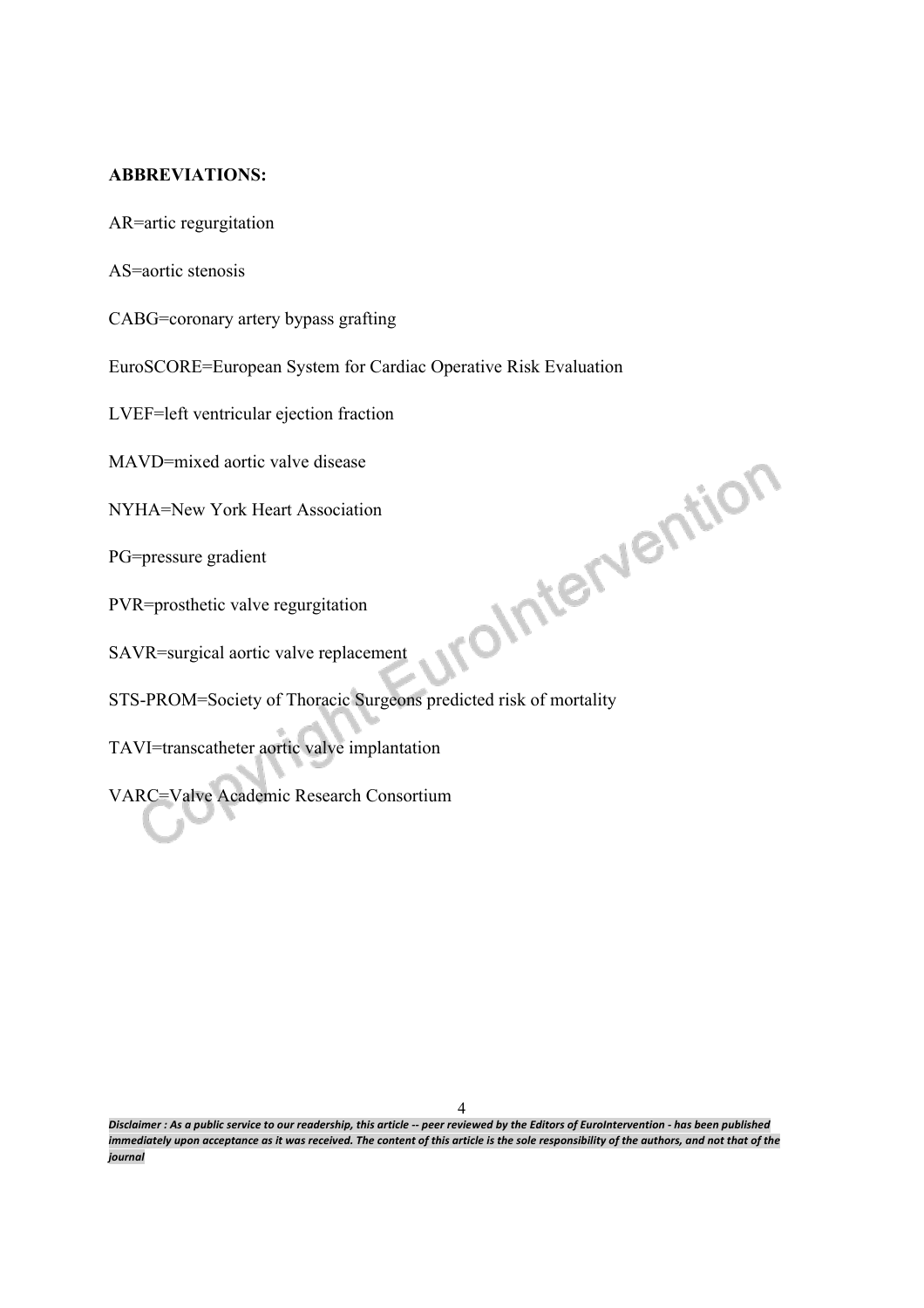**ABBREVIATIONS:**

AR=artic regurgitation

AS=aortic stenosis

CABG=coronary artery bypass grafting

EuroSCORE=European System for Cardiac Operative Risk Evaluation

LVEF=left ventricular ejection fraction

MAVD=mixed aortic valve disease

NYHA=New York Heart Association

PG=pressure gradient

PVR=prosthetic valve regurgitation

SAVR=surgical aortic valve replacement

STS-PROM=Society of Thoracic Surgeons predicted risk of mortality

TAVI=transcatheter aortic valve implantation

VARC=Valve Academic Research Consortium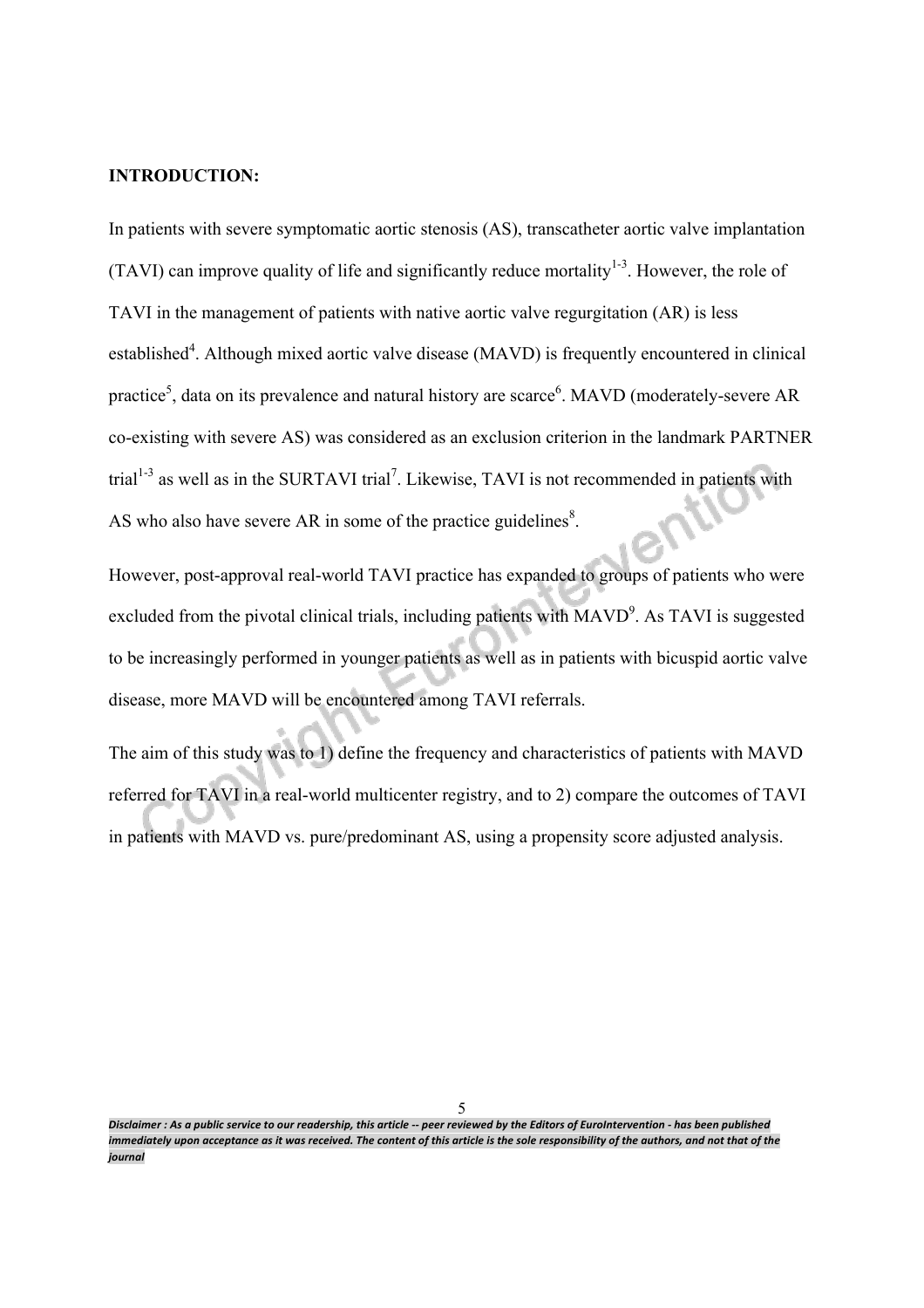**INTRODUCTION:**

In patients with severe symptomatic aortic stenosis (AS), transcatheter aortic valve implantation (TAVI) can improve quality of life and significantly reduce mortality[1-3]. However, the role of TAVI in the management of patients with native aortic valve regurgitation (AR) is less established[4]. Although mixed aortic valve disease (MAVD) is frequently encountered in clinical practice[5], data on its prevalence and natural history are scarce[6]. MAVD (moderately-severe AR co-existing with severe AS) was considered as an exclusion criterion in the landmark PARTNER trial[1-3] as well as in the SURTAVI trial[7]. Likewise, TAVI is not recommended in patients with AS who also have severe AR in some of the practice guidelines[8].

However, post-approval real-world TAVI practice has expanded to groups of patients who were excluded from the pivotal clinical trials, including patients with MAVD[9]. As TAVI is suggested to be increasingly performed in younger patients as well as in patients with bicuspid aortic valve disease, more MAVD will be encountered among TAVI referrals.

The aim of this study was to 1) define the frequency and characteristics of patients with MAVD referred for TAVI in a real-world multicenter registry, and to 2) compare the outcomes of TAVI in patients with MAVD vs. pure/predominant AS, using a propensity score adjusted analysis.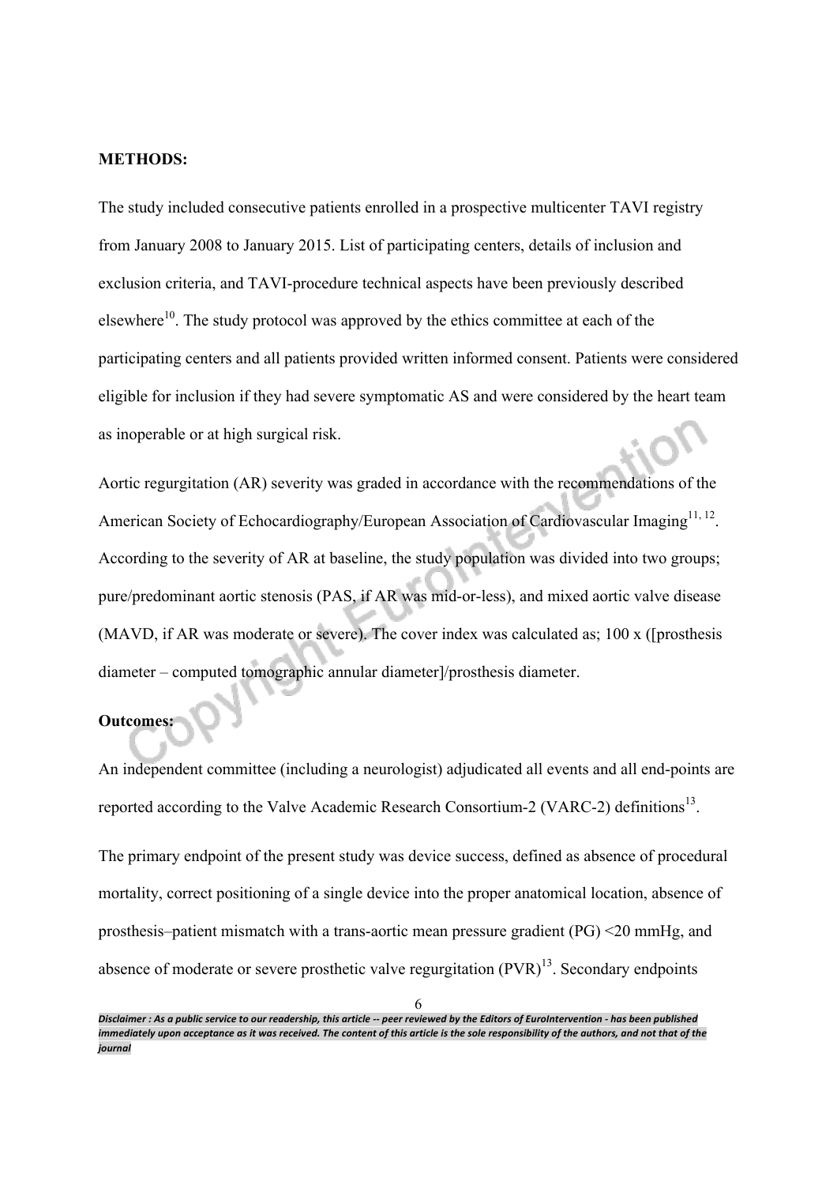**METHODS:**

The study included consecutive patients enrolled in a prospective multicenter TAVI registry from January 2008 to January 2015. List of participating centers, details of inclusion and exclusion criteria, and TAVI-procedure technical aspects have been previously described elsewhere[10]. The study protocol was approved by the ethics committee at each of the participating centers and all patients provided written informed consent. Patients were considered eligible for inclusion if they had severe symptomatic AS and were considered by the heart team as inoperable or at high surgical risk.

Aortic regurgitation (AR) severity was graded in accordance with the recommendations of the American Society of Echocardiography/European Association of Cardiovascular Imaging[11, 12]. According to the severity of AR at baseline, the study population was divided into two groups; pure/predominant aortic stenosis (PAS, if AR was mid-or-less), and mixed aortic valve disease (MAVD, if AR was moderate or severe). The cover index was calculated as; 100 x ([prosthesis diameter – computed tomographic annular diameter]/prosthesis diameter.

**Outcomes:**

An independent committee (including a neurologist) adjudicated all events and all end-points are reported according to the Valve Academic Research Consortium-2 (VARC-2) definitions[13].

The primary endpoint of the present study was device success, defined as absence of procedural mortality, correct positioning of a single device into the proper anatomical location, absence of prosthesis–patient mismatch with a trans-aortic mean pressure gradient (PG) <20 mmHg, and absence of moderate or severe prosthetic valve regurgitation (PVR)[13]. Secondary endpoints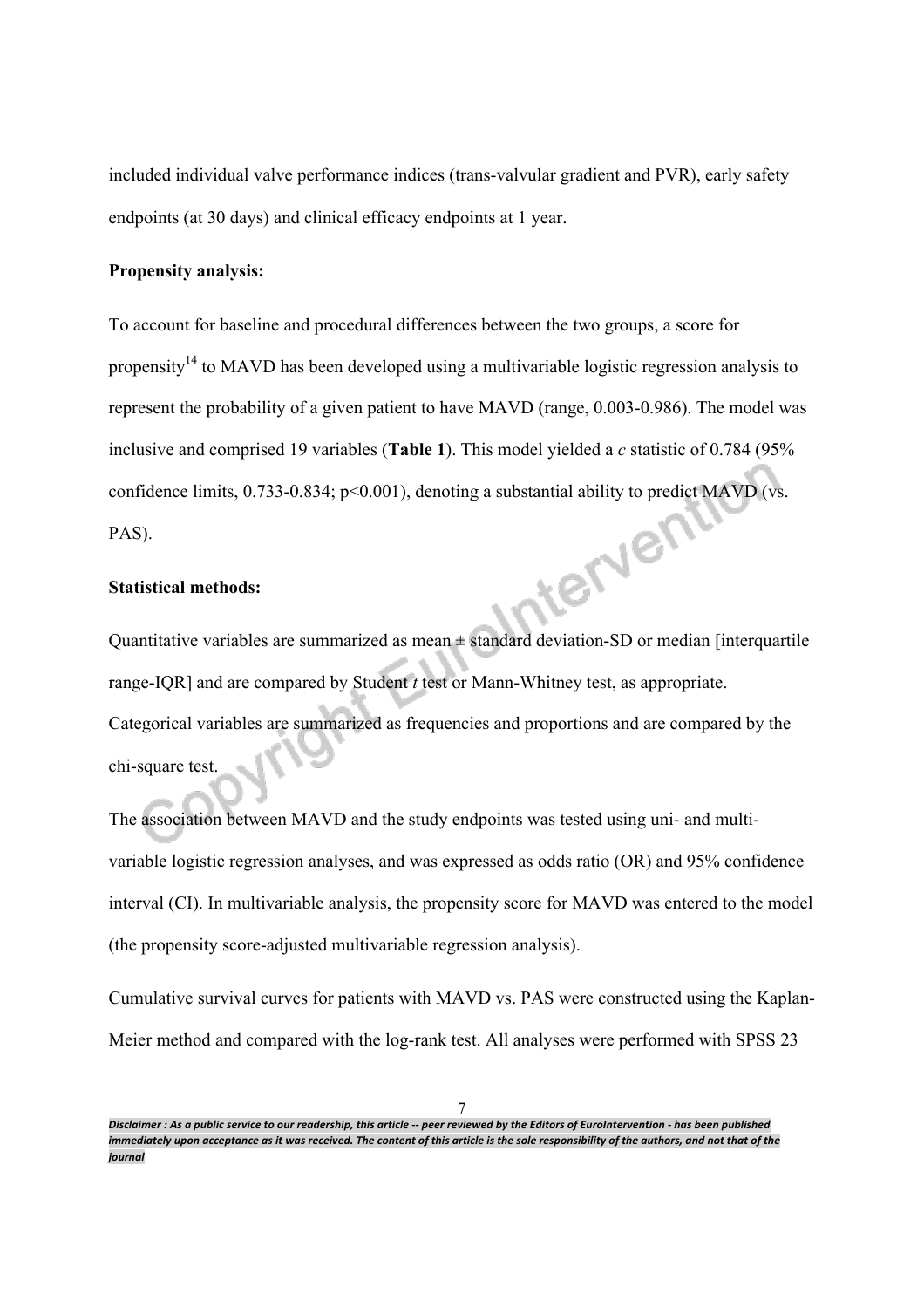included individual valve performance indices (trans-valvular gradient and PVR), early safety endpoints (at 30 days) and clinical efficacy endpoints at 1 year.

**Propensity analysis:**

To account for baseline and procedural differences between the two groups, a score for propensity[14] to MAVD has been developed using a multivariable logistic regression analysis to represent the probability of a given patient to have MAVD (range, 0.003-0.986). The model was inclusive and comprised 19 variables (**Table 1**). This model yielded a *c* statistic of 0.784 (95% confidence limits, 0.733-0.834; $p<0.001$), denoting a substantial ability to predict MAVD (vs. PAS).

**Statistical methods:**

Quantitative variables are summarized as mean ± standard deviation-SD or median [interquartile range-IQR] and are compared by Student *t* test or Mann-Whitney test, as appropriate. Categorical variables are summarized as frequencies and proportions and are compared by the chi-square test.

The association between MAVD and the study endpoints was tested using uni- and multi-variable logistic regression analyses, and was expressed as odds ratio (OR) and 95% confidence interval (CI). In multivariable analysis, the propensity score for MAVD was entered to the model (the propensity score-adjusted multivariable regression analysis).

Cumulative survival curves for patients with MAVD vs. PAS were constructed using the Kaplan-Meier method and compared with the log-rank test. All analyses were performed with SPSS 23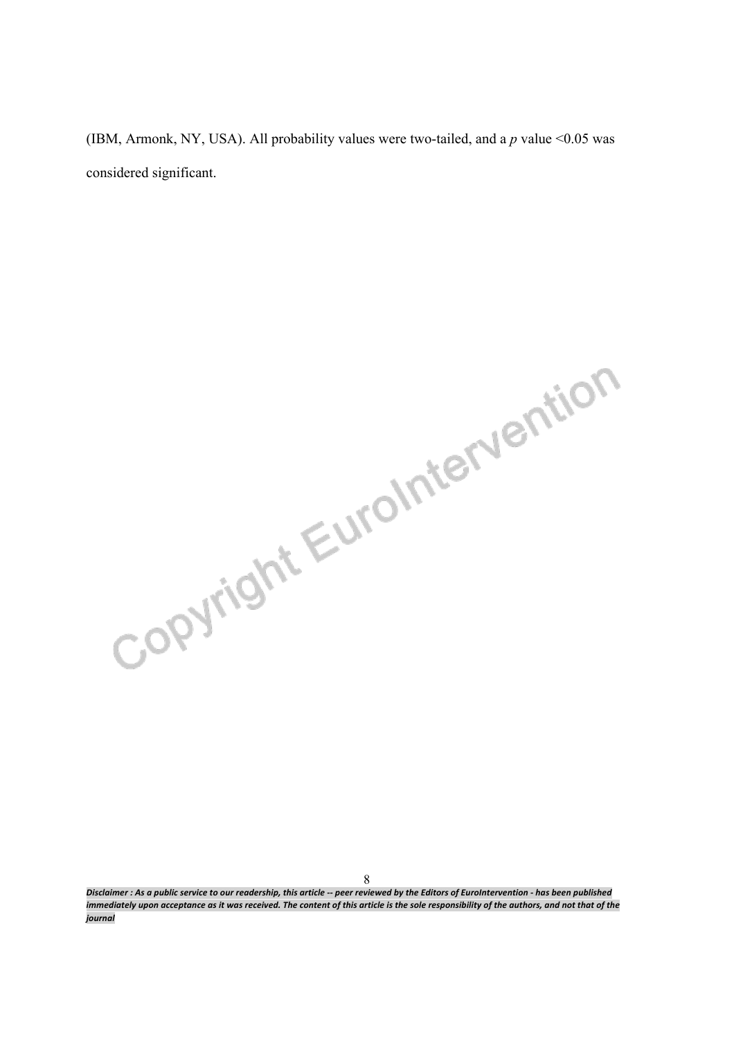(IBM, Armonk, NY, USA). All probability values were two-tailed, and a $p$ value <0.05 was considered significant.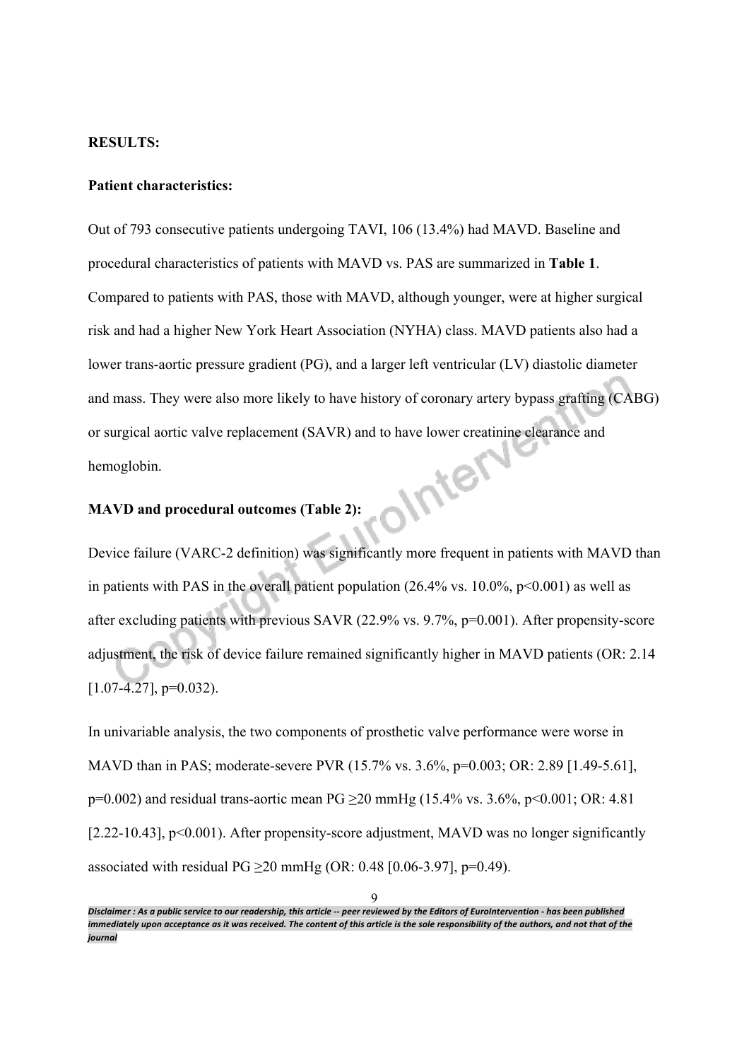**RESULTS:**

**Patient characteristics:**

Out of 793 consecutive patients undergoing TAVI, 106 (13.4%) had MAVD. Baseline and procedural characteristics of patients with MAVD vs. PAS are summarized in **Table 1**. Compared to patients with PAS, those with MAVD, although younger, were at higher surgical risk and had a higher New York Heart Association (NYHA) class. MAVD patients also had a lower trans-aortic pressure gradient (PG), and a larger left ventricular (LV) diastolic diameter and mass. They were also more likely to have history of coronary artery bypass grafting (CABG) or surgical aortic valve replacement (SAVR) and to have lower creatinine clearance and hemoglobin.

**MAVD and procedural outcomes (Table 2):**

Device failure (VARC-2 definition) was significantly more frequent in patients with MAVD than in patients with PAS in the overall patient population (26.4% vs. 10.0%, $p<0.001$) as well as after excluding patients with previous SAVR (22.9% vs. 9.7%, $p=0.001$). After propensity-score adjustment, the risk of device failure remained significantly higher in MAVD patients (OR: 2.14 [1.07-4.27], $p=0.032$).

In univariable analysis, the two components of prosthetic valve performance were worse in MAVD than in PAS; moderate-severe PVR (15.7% vs. 3.6%, $p=0.003$; OR: 2.89 [1.49-5.61], $p=0.002$) and residual trans-aortic mean PG ≥20 mmHg (15.4% vs. 3.6%, $p<0.001$; OR: 4.81 [2.22-10.43], $p<0.001$). After propensity-score adjustment, MAVD was no longer significantly associated with residual PG ≥20 mmHg (OR: 0.48 [0.06-3.97], $p=0.49$).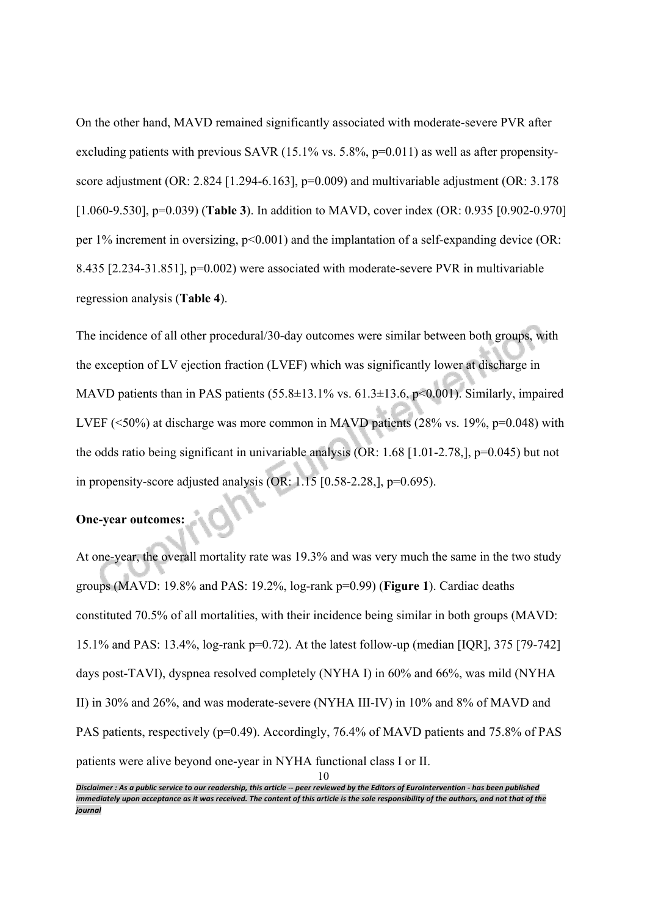On the other hand, MAVD remained significantly associated with moderate-severe PVR after excluding patients with previous SAVR (15.1% vs. 5.8%, p=0.011) as well as after propensity-score adjustment (OR: 2.824 [1.294-6.163], p=0.009) and multivariable adjustment (OR: 3.178 [1.060-9.530], p=0.039) (**Table 3**). In addition to MAVD, cover index (OR: 0.935 [0.902-0.970] per 1% increment in oversizing, p<0.001) and the implantation of a self-expanding device (OR: 8.435 [2.234-31.851], p=0.002) were associated with moderate-severe PVR in multivariable regression analysis (**Table 4**).

The incidence of all other procedural/30-day outcomes were similar between both groups, with the exception of LV ejection fraction (LVEF) which was significantly lower at discharge in MAVD patients than in PAS patients (55.8±13.1% vs. 61.3±13.6, p<0.001). Similarly, impaired LVEF (<50%) at discharge was more common in MAVD patients (28% vs. 19%, p=0.048) with the odds ratio being significant in univariable analysis (OR: 1.68 [1.01-2.78,], p=0.045) but not in propensity-score adjusted analysis (OR: 1.15 [0.58-2.28,], p=0.695).

**One-year outcomes:**

At one-year, the overall mortality rate was 19.3% and was very much the same in the two study groups (MAVD: 19.8% and PAS: 19.2%, log-rank p=0.99) (**Figure 1**). Cardiac deaths constituted 70.5% of all mortalities, with their incidence being similar in both groups (MAVD: 15.1% and PAS: 13.4%, log-rank p=0.72). At the latest follow-up (median [IQR], 375 [79-742] days post-TAVI), dyspnea resolved completely (NYHA I) in 60% and 66%, was mild (NYHA II) in 30% and 26%, and was moderate-severe (NYHA III-IV) in 10% and 8% of MAVD and PAS patients, respectively (p=0.49). Accordingly, 76.4% of MAVD patients and 75.8% of PAS patients were alive beyond one-year in NYHA functional class I or II.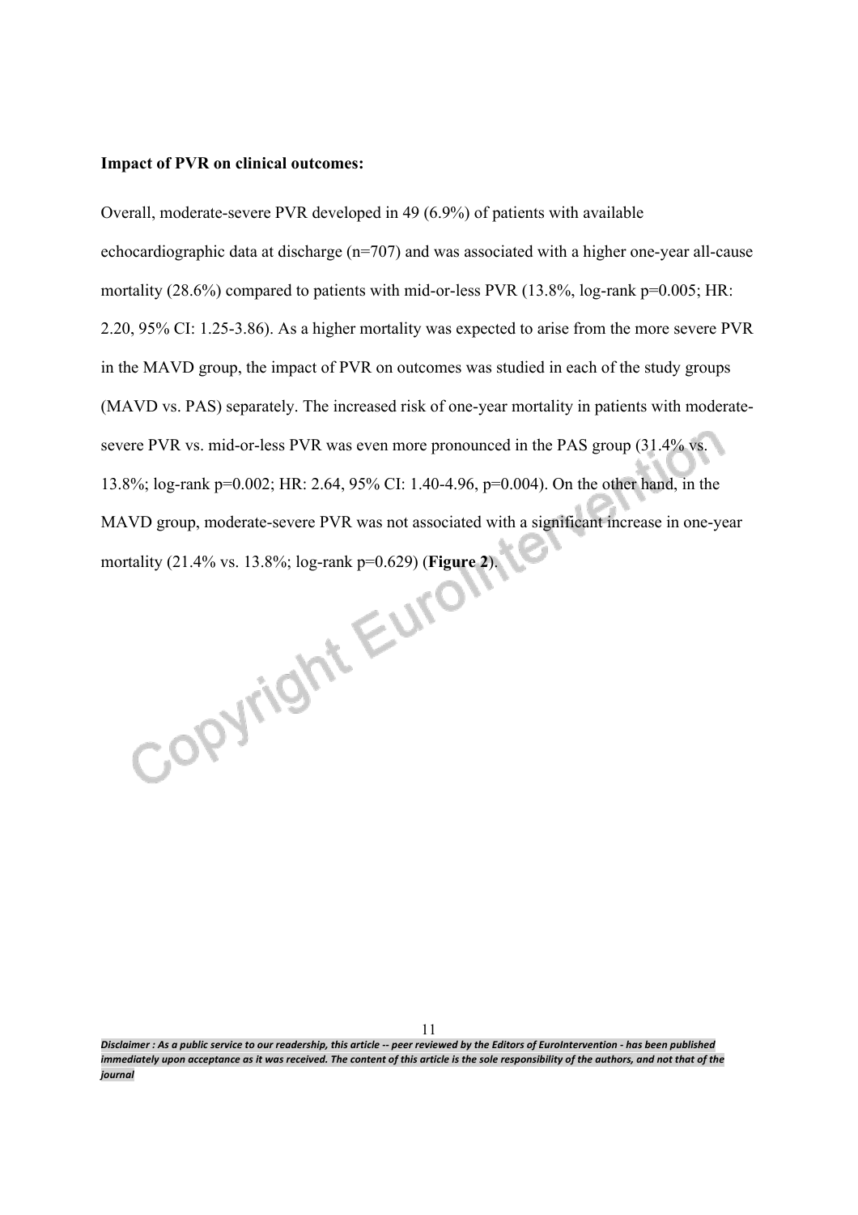**Impact of PVR on clinical outcomes:**

Overall, moderate-severe PVR developed in 49 (6.9%) of patients with available echocardiographic data at discharge (n=707) and was associated with a higher one-year all-cause mortality (28.6%) compared to patients with mid-or-less PVR (13.8%, log-rank p=0.005; HR: 2.20, 95% CI: 1.25-3.86). As a higher mortality was expected to arise from the more severe PVR in the MAVD group, the impact of PVR on outcomes was studied in each of the study groups (MAVD vs. PAS) separately. The increased risk of one-year mortality in patients with moderate-severe PVR vs. mid-or-less PVR was even more pronounced in the PAS group (31.4% vs. 13.8%; log-rank p=0.002; HR: 2.64, 95% CI: 1.40-4.96, p=0.004). On the other hand, in the MAVD group, moderate-severe PVR was not associated with a significant increase in one-year mortality (21.4% vs. 13.8%; log-rank p=0.629) (**Figure 2**).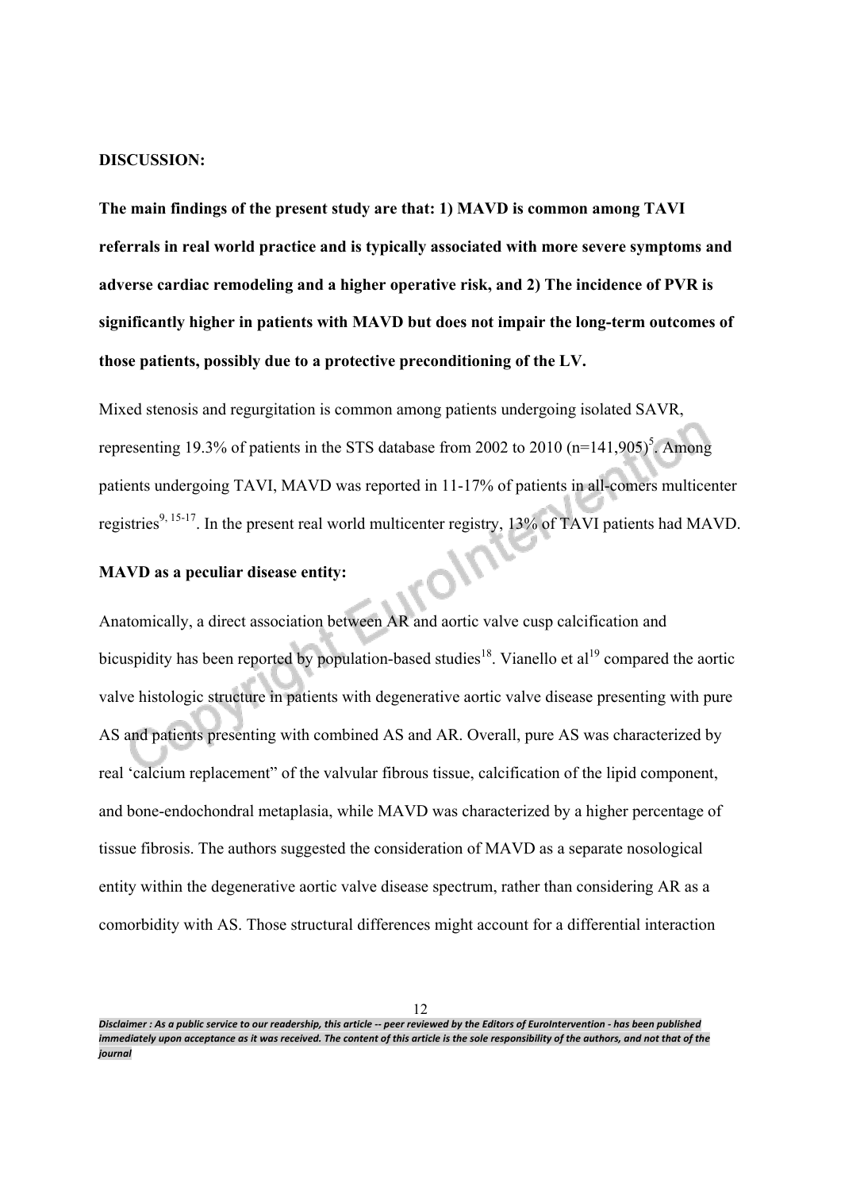## DISCUSSION:

**The main findings of the present study are that: 1) MAVD is common among TAVI referrals in real world practice and is typically associated with more severe symptoms and adverse cardiac remodeling and a higher operative risk, and 2) The incidence of PVR is significantly higher in patients with MAVD but does not impair the long-term outcomes of those patients, possibly due to a protective preconditioning of the LV.**

Mixed stenosis and regurgitation is common among patients undergoing isolated SAVR, representing 19.3% of patients in the STS database from 2002 to 2010 (n=141,905)[5]. Among patients undergoing TAVI, MAVD was reported in 11-17% of patients in all-comers multicenter registries[9, 15-17]. In the present real world multicenter registry, 13% of TAVI patients had MAVD.

### MAVD as a peculiar disease entity:

Anatomically, a direct association between AR and aortic valve cusp calcification and bicuspidity has been reported by population-based studies[18]. Vianello et al[19] compared the aortic valve histologic structure in patients with degenerative aortic valve disease presenting with pure AS and patients presenting with combined AS and AR. Overall, pure AS was characterized by real 'calcium replacement" of the valvular fibrous tissue, calcification of the lipid component, and bone-endochondral metaplasia, while MAVD was characterized by a higher percentage of tissue fibrosis. The authors suggested the consideration of MAVD as a separate nosological entity within the degenerative aortic valve disease spectrum, rather than considering AR as a comorbidity with AS. Those structural differences might account for a differential interaction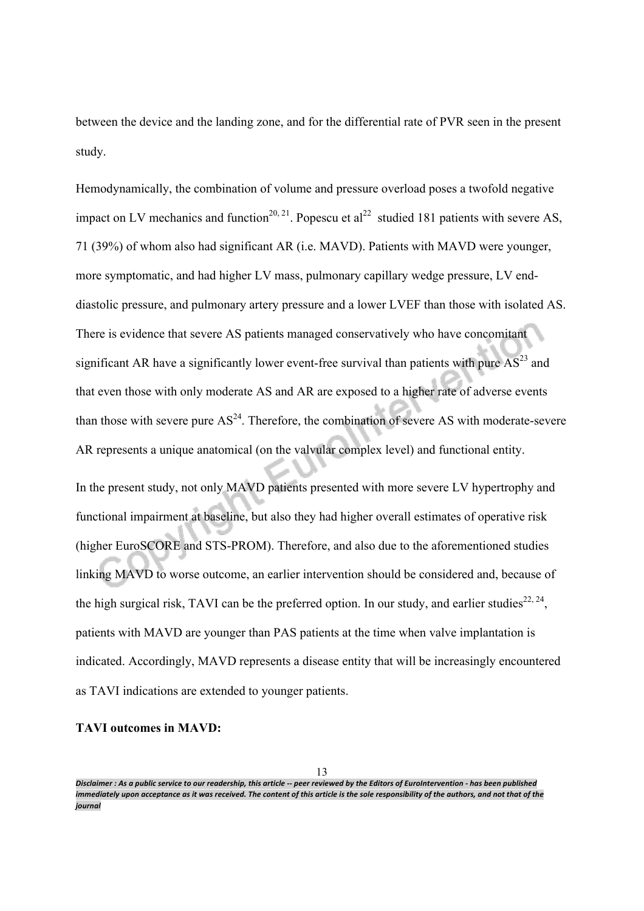between the device and the landing zone, and for the differential rate of PVR seen in the present study.

Hemodynamically, the combination of volume and pressure overload poses a twofold negative impact on LV mechanics and function[20, 21]. Popescu et al[22] studied 181 patients with severe AS, 71 (39%) of whom also had significant AR (i.e. MAVD). Patients with MAVD were younger, more symptomatic, and had higher LV mass, pulmonary capillary wedge pressure, LV end-diastolic pressure, and pulmonary artery pressure and a lower LVEF than those with isolated AS. There is evidence that severe AS patients managed conservatively who have concomitant significant AR have a significantly lower event-free survival than patients with pure AS[23] and that even those with only moderate AS and AR are exposed to a higher rate of adverse events than those with severe pure AS[24]. Therefore, the combination of severe AS with moderate-severe AR represents a unique anatomical (on the valvular complex level) and functional entity.

In the present study, not only MAVD patients presented with more severe LV hypertrophy and functional impairment at baseline, but also they had higher overall estimates of operative risk (higher EuroSCORE and STS-PROM). Therefore, and also due to the aforementioned studies linking MAVD to worse outcome, an earlier intervention should be considered and, because of the high surgical risk, TAVI can be the preferred option. In our study, and earlier studies[22, 24], patients with MAVD are younger than PAS patients at the time when valve implantation is indicated. Accordingly, MAVD represents a disease entity that will be increasingly encountered as TAVI indications are extended to younger patients.

**TAVI outcomes in MAVD:**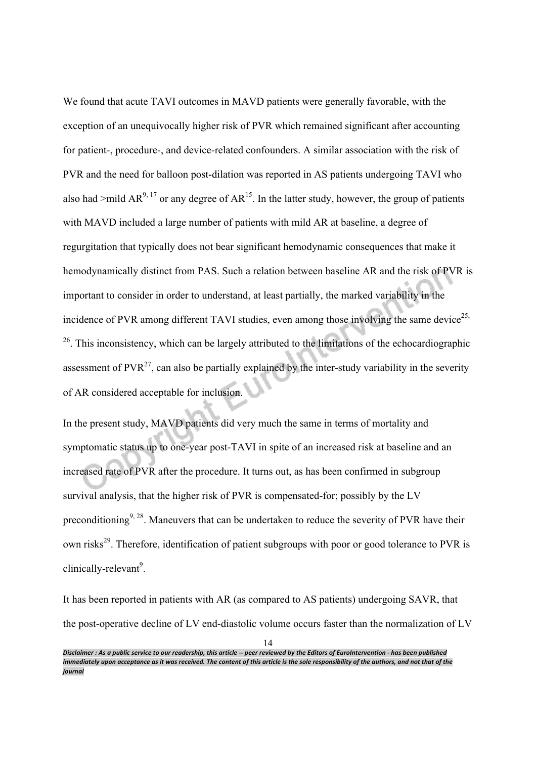We found that acute TAVI outcomes in MAVD patients were generally favorable, with the exception of an unequivocally higher risk of PVR which remained significant after accounting for patient-, procedure-, and device-related confounders. A similar association with the risk of PVR and the need for balloon post-dilation was reported in AS patients undergoing TAVI who also had >mild AR[9, 17] or any degree of AR[15]. In the latter study, however, the group of patients with MAVD included a large number of patients with mild AR at baseline, a degree of regurgitation that typically does not bear significant hemodynamic consequences that make it hemodynamically distinct from PAS. Such a relation between baseline AR and the risk of PVR is important to consider in order to understand, at least partially, the marked variability in the incidence of PVR among different TAVI studies, even among those involving the same device[25, 26]. This inconsistency, which can be largely attributed to the limitations of the echocardiographic assessment of PVR[27], can also be partially explained by the inter-study variability in the severity of AR considered acceptable for inclusion.

In the present study, MAVD patients did very much the same in terms of mortality and symptomatic status up to one-year post-TAVI in spite of an increased risk at baseline and an increased rate of PVR after the procedure. It turns out, as has been confirmed in subgroup survival analysis, that the higher risk of PVR is compensated-for; possibly by the LV preconditioning[9, 28]. Maneuvers that can be undertaken to reduce the severity of PVR have their own risks[29]. Therefore, identification of patient subgroups with poor or good tolerance to PVR is clinically-relevant[9].

It has been reported in patients with AR (as compared to AS patients) undergoing SAVR, that the post-operative decline of LV end-diastolic volume occurs faster than the normalization of LV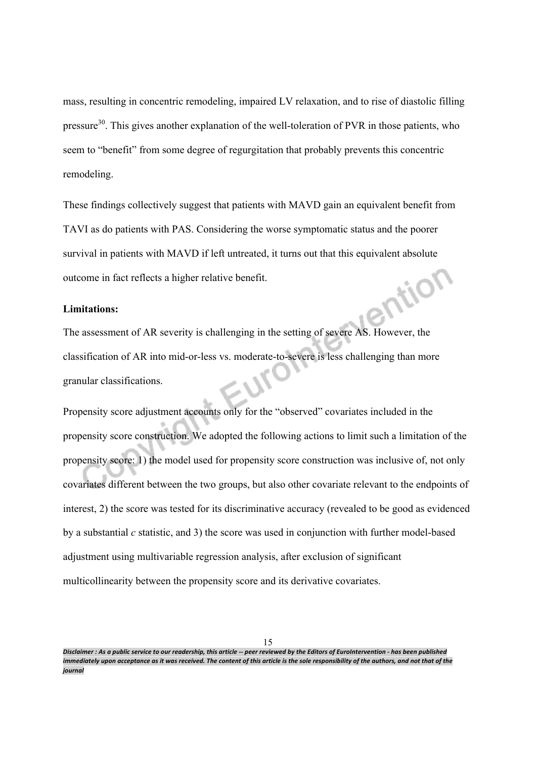mass, resulting in concentric remodeling, impaired LV relaxation, and to rise of diastolic filling pressure[30]. This gives another explanation of the well-toleration of PVR in those patients, who seem to "benefit" from some degree of regurgitation that probably prevents this concentric remodeling.

These findings collectively suggest that patients with MAVD gain an equivalent benefit from TAVI as do patients with PAS. Considering the worse symptomatic status and the poorer survival in patients with MAVD if left untreated, it turns out that this equivalent absolute outcome in fact reflects a higher relative benefit.

**Limitations:**

The assessment of AR severity is challenging in the setting of severe AS. However, the classification of AR into mid-or-less vs. moderate-to-severe is less challenging than more granular classifications.

Propensity score adjustment accounts only for the "observed" covariates included in the propensity score construction. We adopted the following actions to limit such a limitation of the propensity score: 1) the model used for propensity score construction was inclusive of, not only covariates different between the two groups, but also other covariate relevant to the endpoints of interest, 2) the score was tested for its discriminative accuracy (revealed to be good as evidenced by a substantial *c* statistic, and 3) the score was used in conjunction with further model-based adjustment using multivariable regression analysis, after exclusion of significant multicollinearity between the propensity score and its derivative covariates.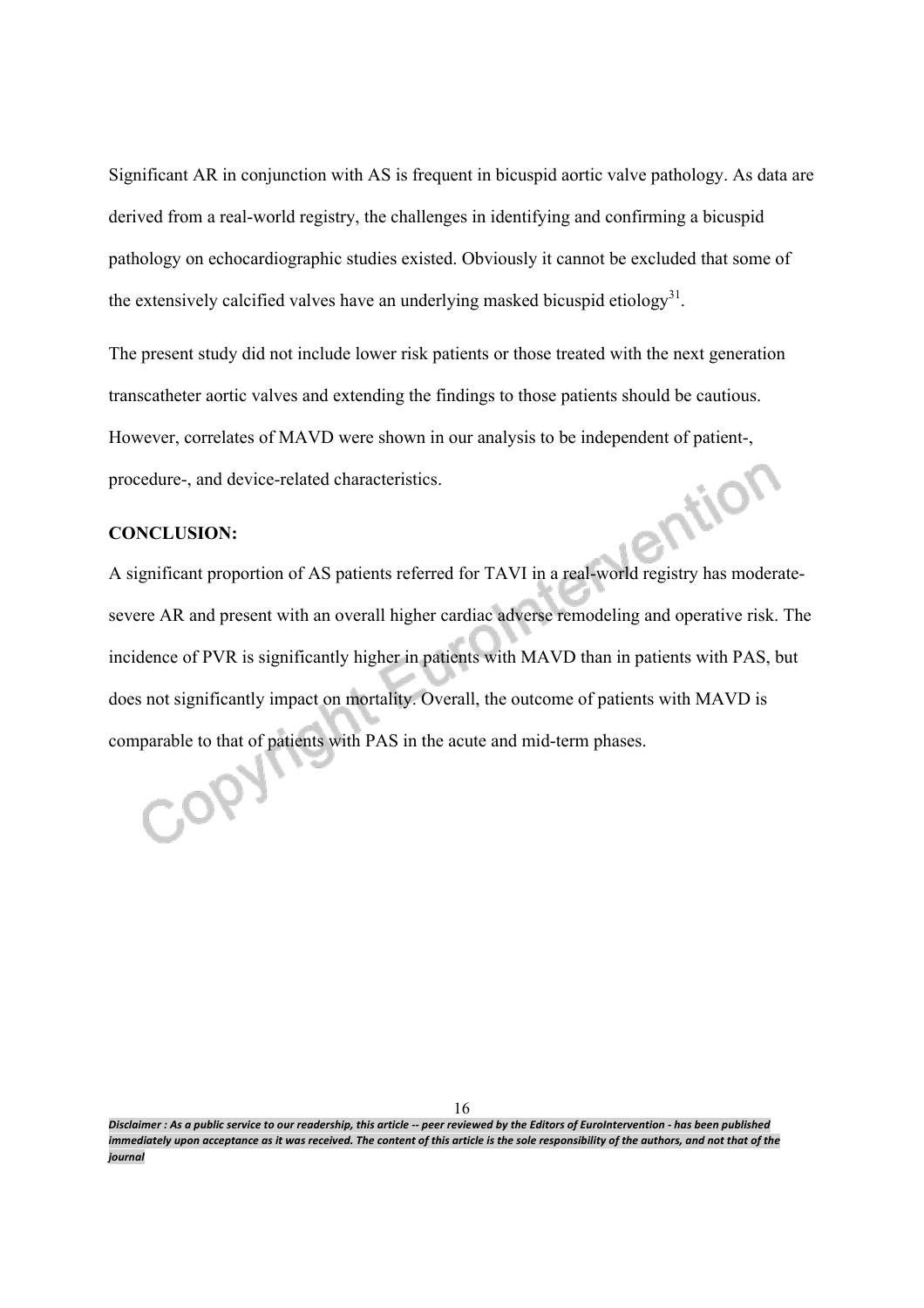Significant AR in conjunction with AS is frequent in bicuspid aortic valve pathology. As data are derived from a real-world registry, the challenges in identifying and confirming a bicuspid pathology on echocardiographic studies existed. Obviously it cannot be excluded that some of the extensively calcified valves have an underlying masked bicuspid etiology[31].

The present study did not include lower risk patients or those treated with the next generation transcatheter aortic valves and extending the findings to those patients should be cautious. However, correlates of MAVD were shown in our analysis to be independent of patient-, procedure-, and device-related characteristics.

**CONCLUSION:**

A significant proportion of AS patients referred for TAVI in a real-world registry has moderate-severe AR and present with an overall higher cardiac adverse remodeling and operative risk. The incidence of PVR is significantly higher in patients with MAVD than in patients with PAS, but does not significantly impact on mortality. Overall, the outcome of patients with MAVD is comparable to that of patients with PAS in the acute and mid-term phases.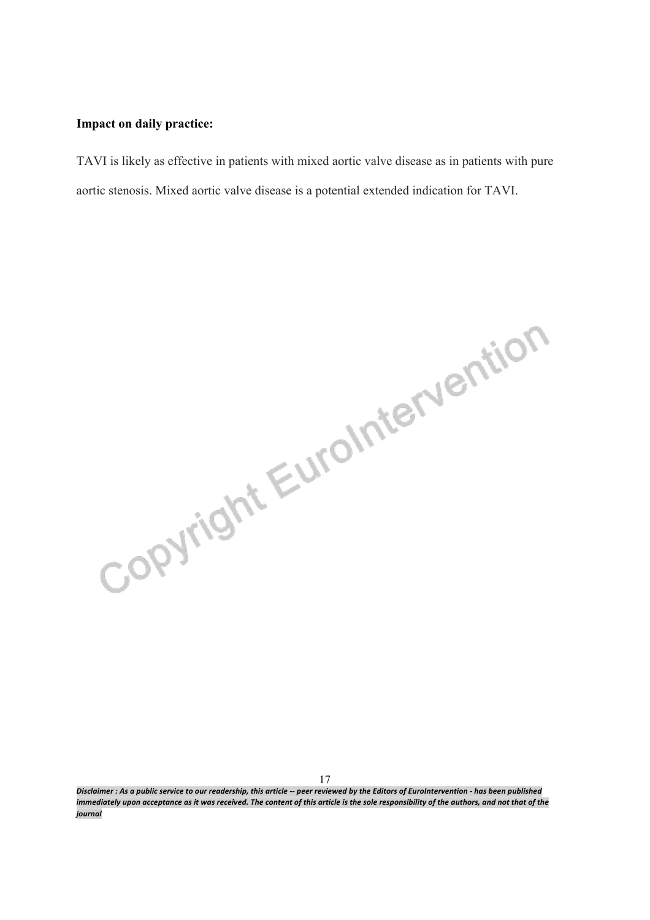**Impact on daily practice:**

TAVI is likely as effective in patients with mixed aortic valve disease as in patients with pure aortic stenosis. Mixed aortic valve disease is a potential extended indication for TAVI.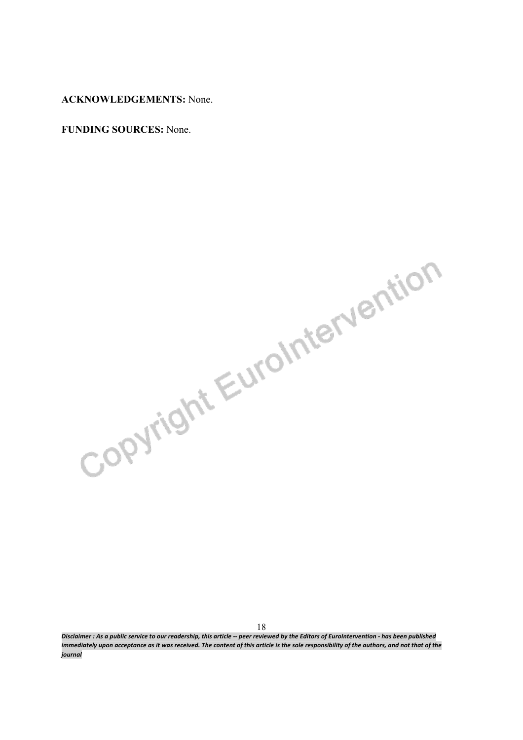**ACKNOWLEDGEMENTS:** None.

**FUNDING SOURCES:** None.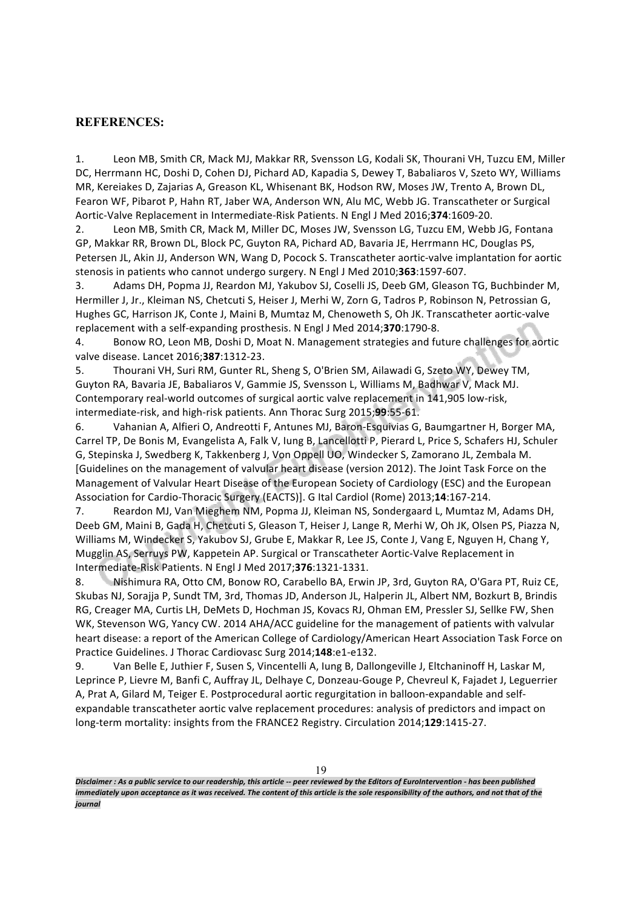## REFERENCES:

1. Leon MB, Smith CR, Mack MJ, Makkar RR, Svensson LG, Kodali SK, Thourani VH, Tuzcu EM, Miller DC, Herrmann HC, Doshi D, Cohen DJ, Pichard AD, Kapadia S, Dewey T, Babaliaros V, Szeto WY, Williams MR, Kereiakes D, Zajarias A, Greason KL, Whisenant BK, Hodson RW, Moses JW, Trento A, Brown DL, Fearon WF, Pibarot P, Hahn RT, Jaber WA, Anderson WN, Alu MC, Webb JG. Transcatheter or Surgical Aortic-Valve Replacement in Intermediate-Risk Patients. N Engl J Med 2016;**374**:1609-20.
2. Leon MB, Smith CR, Mack M, Miller DC, Moses JW, Svensson LG, Tuzcu EM, Webb JG, Fontana GP, Makkar RR, Brown DL, Block PC, Guyton RA, Pichard AD, Bavaria JE, Herrmann HC, Douglas PS, Petersen JL, Akin JJ, Anderson WN, Wang D, Pocock S. Transcatheter aortic-valve implantation for aortic stenosis in patients who cannot undergo surgery. N Engl J Med 2010;**363**:1597-607.
3. Adams DH, Popma JJ, Reardon MJ, Yakubov SJ, Coselli JS, Deeb GM, Gleason TG, Buchbinder M, Hermiller J, Jr., Kleiman NS, Chetcuti S, Heiser J, Merhi W, Zorn G, Tadros P, Robinson N, Petrossian G, Hughes GC, Harrison JK, Conte J, Maini B, Mumtaz M, Chenoweth S, Oh JK. Transcatheter aortic-valve replacement with a self-expanding prosthesis. N Engl J Med 2014;**370**:1790-8.
4. Bonow RO, Leon MB, Doshi D, Moat N. Management strategies and future challenges for aortic valve disease. Lancet 2016;**387**:1312-23.
5. Thourani VH, Suri RM, Gunter RL, Sheng S, O'Brien SM, Ailawadi G, Szeto WY, Dewey TM, Guyton RA, Bavaria JE, Babaliaros V, Gammie JS, Svensson L, Williams M, Badhwar V, Mack MJ. Contemporary real-world outcomes of surgical aortic valve replacement in 141,905 low-risk, intermediate-risk, and high-risk patients. Ann Thorac Surg 2015;**99**:55-61.
6. Vahanian A, Alfieri O, Andreotti F, Antunes MJ, Baron-Esquivias G, Baumgartner H, Borger MA, Carrel TP, De Bonis M, Evangelista A, Falk V, Iung B, Lancellotti P, Pierard L, Price S, Schafers HJ, Schuler G, Stepinska J, Swedberg K, Takkenberg J, Von Oppell UO, Windecker S, Zamorano JL, Zembala M. [Guidelines on the management of valvular heart disease (version 2012). The Joint Task Force on the Management of Valvular Heart Disease of the European Society of Cardiology (ESC) and the European Association for Cardio-Thoracic Surgery (EACTS)]. G Ital Cardiol (Rome) 2013;**14**:167-214.
7. Reardon MJ, Van Mieghem NM, Popma JJ, Kleiman NS, Sondergaard L, Mumtaz M, Adams DH, Deeb GM, Maini B, Gada H, Chetcuti S, Gleason T, Heiser J, Lange R, Merhi W, Oh JK, Olsen PS, Piazza N, Williams M, Windecker S, Yakubov SJ, Grube E, Makkar R, Lee JS, Conte J, Vang E, Nguyen H, Chang Y, Mugglin AS, Serruys PW, Kappetein AP. Surgical or Transcatheter Aortic-Valve Replacement in Intermediate-Risk Patients. N Engl J Med 2017;**376**:1321-1331.
8. Nishimura RA, Otto CM, Bonow RO, Carabello BA, Erwin JP, 3rd, Guyton RA, O'Gara PT, Ruiz CE, Skubas NJ, Sorajja P, Sundt TM, 3rd, Thomas JD, Anderson JL, Halperin JL, Albert NM, Bozkurt B, Brindis RG, Creager MA, Curtis LH, DeMets D, Hochman JS, Kovacs RJ, Ohman EM, Pressler SJ, Sellke FW, Shen WK, Stevenson WG, Yancy CW. 2014 AHA/ACC guideline for the management of patients with valvular heart disease: a report of the American College of Cardiology/American Heart Association Task Force on Practice Guidelines. J Thorac Cardiovasc Surg 2014;**148**:e1-e132.
9. Van Belle E, Juthier F, Susen S, Vincentelli A, Iung B, Dallongeville J, Eltchaninoff H, Laskar M, Leprince P, Lievre M, Banfi C, Auffray JL, Delhaye C, Donzeau-Gouge P, Chevreul K, Fajadet J, Leguerrier A, Prat A, Gilard M, Teiger E. Postprocedural aortic regurgitation in balloon-expandable and self-expandable transcatheter aortic valve replacement procedures: analysis of predictors and impact on long-term mortality: insights from the FRANCE2 Registry. Circulation 2014;**129**:1415-27.

*Disclaimer : As a public service to our readership, this article -- peer reviewed by the Editors of EuroIntervention - has been published immediately upon acceptance as it was received. The content of this article is the sole responsibility of the authors, and not that of the journal*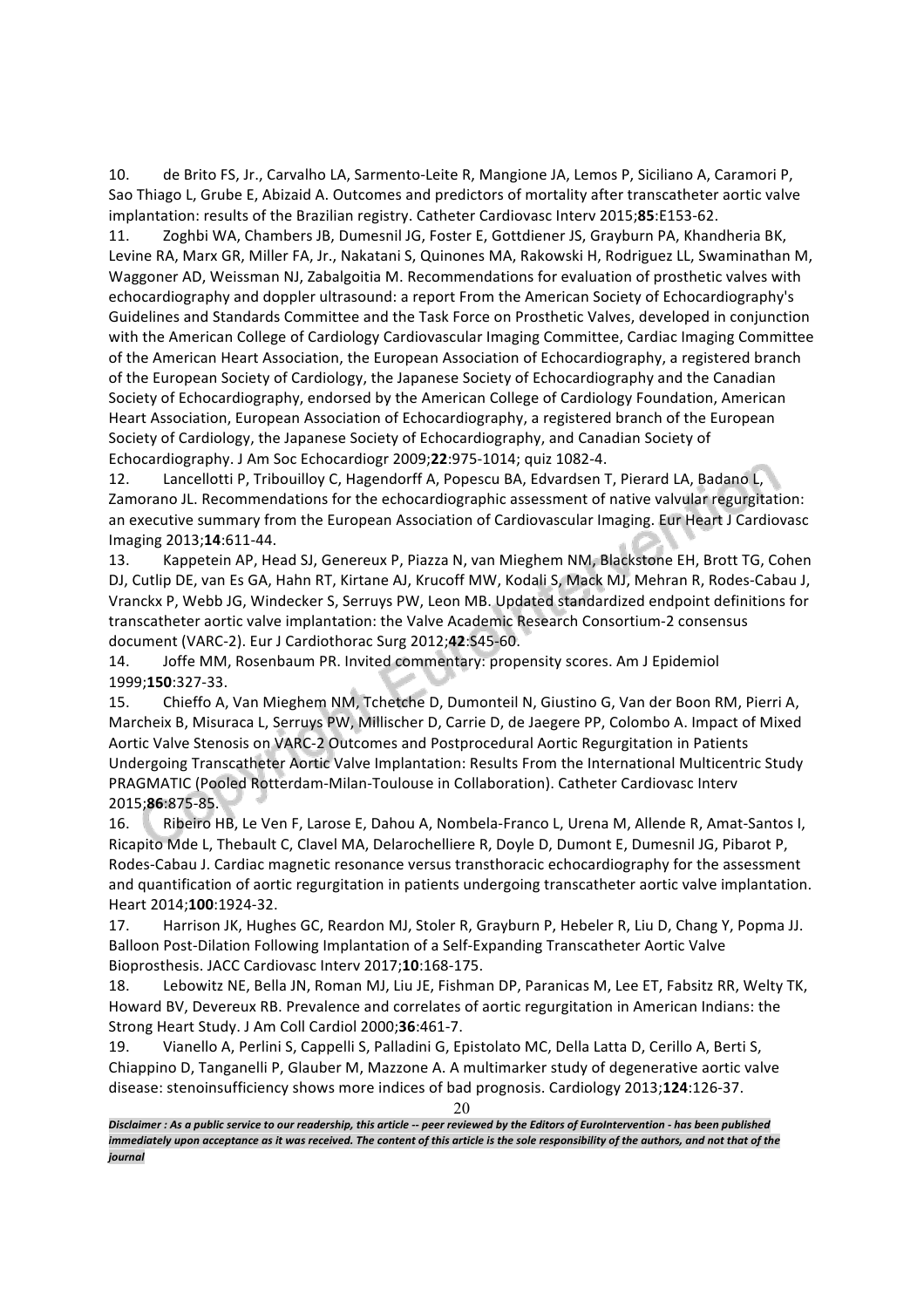10. de Brito FS, Jr., Carvalho LA, Sarmento-Leite R, Mangione JA, Lemos P, Siciliano A, Caramori P, Sao Thiago L, Grube E, Abizaid A. Outcomes and predictors of mortality after transcatheter aortic valve implantation: results of the Brazilian registry. Catheter Cardiovasc Interv 2015;**85**:E153-62.

11. Zoghbi WA, Chambers JB, Dumesnil JG, Foster E, Gottdiener JS, Grayburn PA, Khandheria BK, Levine RA, Marx GR, Miller FA, Jr., Nakatani S, Quinones MA, Rakowski H, Rodriguez LL, Swaminathan M, Waggoner AD, Weissman NJ, Zabalgoitia M. Recommendations for evaluation of prosthetic valves with echocardiography and doppler ultrasound: a report From the American Society of Echocardiography's Guidelines and Standards Committee and the Task Force on Prosthetic Valves, developed in conjunction with the American College of Cardiology Cardiovascular Imaging Committee, Cardiac Imaging Committee of the American Heart Association, the European Association of Echocardiography, a registered branch of the European Society of Cardiology, the Japanese Society of Echocardiography and the Canadian Society of Echocardiography, endorsed by the American College of Cardiology Foundation, American Heart Association, European Association of Echocardiography, a registered branch of the European Society of Cardiology, the Japanese Society of Echocardiography, and Canadian Society of Echocardiography. J Am Soc Echocardiogr 2009;**22**:975-1014; quiz 1082-4.

12. Lancellotti P, Tribouilloy C, Hagendorff A, Popescu BA, Edvardsen T, Pierard LA, Badano L, Zamorano JL. Recommendations for the echocardiographic assessment of native valvular regurgitation: an executive summary from the European Association of Cardiovascular Imaging. Eur Heart J Cardiovasc Imaging 2013;**14**:611-44.

13. Kappetein AP, Head SJ, Genereux P, Piazza N, van Mieghem NM, Blackstone EH, Brott TG, Cohen DJ, Cutlip DE, van Es GA, Hahn RT, Kirtane AJ, Krucoff MW, Kodali S, Mack MJ, Mehran R, Rodes-Cabau J, Vranckx P, Webb JG, Windecker S, Serruys PW, Leon MB. Updated standardized endpoint definitions for transcatheter aortic valve implantation: the Valve Academic Research Consortium-2 consensus document (VARC-2). Eur J Cardiothorac Surg 2012;**42**:S45-60.

14. Joffe MM, Rosenbaum PR. Invited commentary: propensity scores. Am J Epidemiol 1999;**150**:327-33.

15. Chieffo A, Van Mieghem NM, Tchetche D, Dumonteil N, Giustino G, Van der Boon RM, Pierri A, Marcheix B, Misuraca L, Serruys PW, Millischer D, Carrie D, de Jaegere PP, Colombo A. Impact of Mixed Aortic Valve Stenosis on VARC-2 Outcomes and Postprocedural Aortic Regurgitation in Patients Undergoing Transcatheter Aortic Valve Implantation: Results From the International Multicentric Study PRAGMATIC (Pooled Rotterdam-Milan-Toulouse in Collaboration). Catheter Cardiovasc Interv 2015;**86**:875-85.

16. Ribeiro HB, Le Ven F, Larose E, Dahou A, Nombela-Franco L, Urena M, Allende R, Amat-Santos I, Ricapito Mde L, Thebault C, Clavel MA, Delarochelliere R, Doyle D, Dumont E, Dumesnil JG, Pibarot P, Rodes-Cabau J. Cardiac magnetic resonance versus transthoracic echocardiography for the assessment and quantification of aortic regurgitation in patients undergoing transcatheter aortic valve implantation. Heart 2014;**100**:1924-32.

17. Harrison JK, Hughes GC, Reardon MJ, Stoler R, Grayburn P, Hebeler R, Liu D, Chang Y, Popma JJ. Balloon Post-Dilation Following Implantation of a Self-Expanding Transcatheter Aortic Valve Bioprosthesis. JACC Cardiovasc Interv 2017;**10**:168-175.

18. Lebowitz NE, Bella JN, Roman MJ, Liu JE, Fishman DP, Paranicas M, Lee ET, Fabsitz RR, Welty TK, Howard BV, Devereux RB. Prevalence and correlates of aortic regurgitation in American Indians: the Strong Heart Study. J Am Coll Cardiol 2000;**36**:461-7.

19. Vianello A, Perlini S, Cappelli S, Palladini G, Epistolato MC, Della Latta D, Cerillo A, Berti S, Chiappino D, Tanganelli P, Glauber M, Mazzone A. A multimarker study of degenerative aortic valve disease: stenoinsufficiency shows more indices of bad prognosis. Cardiology 2013;**124**:126-37.

***Disclaimer : As a public service to our readership, this article -- peer reviewed by the Editors of EuroIntervention - has been published immediately upon acceptance as it was received. The content of this article is the sole responsibility of the authors, and not that of the journal***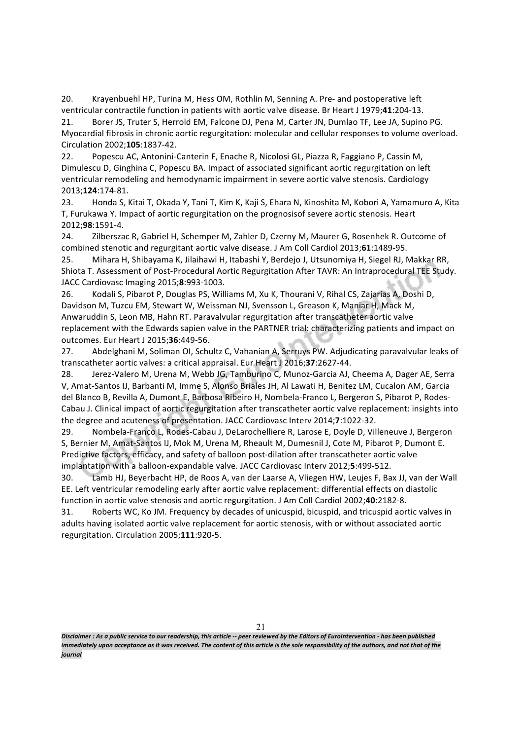20. Krayenbuehl HP, Turina M, Hess OM, Rothlin M, Senning A. Pre- and postoperative left ventricular contractile function in patients with aortic valve disease. Br Heart J 1979;**41**:204-13.

21. Borer JS, Truter S, Herrold EM, Falcone DJ, Pena M, Carter JN, Dumlao TF, Lee JA, Supino PG. Myocardial fibrosis in chronic aortic regurgitation: molecular and cellular responses to volume overload. Circulation 2002;**105**:1837-42.

22. Popescu AC, Antonini-Canterin F, Enache R, Nicolosi GL, Piazza R, Faggiano P, Cassin M, Dimulescu D, Ginghina C, Popescu BA. Impact of associated significant aortic regurgitation on left ventricular remodeling and hemodynamic impairment in severe aortic valve stenosis. Cardiology 2013;**124**:174-81.

23. Honda S, Kitai T, Okada Y, Tani T, Kim K, Kaji S, Ehara N, Kinoshita M, Kobori A, Yamamuro A, Kita T, Furukawa Y. Impact of aortic regurgitation on the prognosisof severe aortic stenosis. Heart 2012;**98**:1591-4.

24. Zilberszac R, Gabriel H, Schemper M, Zahler D, Czerny M, Maurer G, Rosenhek R. Outcome of combined stenotic and regurgitant aortic valve disease. J Am Coll Cardiol 2013;**61**:1489-95.

25. Mihara H, Shibayama K, Jilaihawi H, Itabashi Y, Berdejo J, Utsunomiya H, Siegel RJ, Makkar RR, Shiota T. Assessment of Post-Procedural Aortic Regurgitation After TAVR: An Intraprocedural TEE Study. JACC Cardiovasc Imaging 2015;**8**:993-1003.

26. Kodali S, Pibarot P, Douglas PS, Williams M, Xu K, Thourani V, Rihal CS, Zajarias A, Doshi D, Davidson M, Tuzcu EM, Stewart W, Weissman NJ, Svensson L, Greason K, Maniar H, Mack M, Anwaruddin S, Leon MB, Hahn RT. Paravalvular regurgitation after transcatheter aortic valve replacement with the Edwards sapien valve in the PARTNER trial: characterizing patients and impact on outcomes. Eur Heart J 2015;**36**:449-56.

27. Abdelghani M, Soliman OI, Schultz C, Vahanian A, Serruys PW. Adjudicating paravalvular leaks of transcatheter aortic valves: a critical appraisal. Eur Heart J 2016;**37**:2627-44.

28. Jerez-Valero M, Urena M, Webb JG, Tamburino C, Munoz-Garcia AJ, Cheema A, Dager AE, Serra V, Amat-Santos IJ, Barbanti M, Imme S, Alonso Briales JH, Al Lawati H, Benitez LM, Cucalon AM, Garcia del Blanco B, Revilla A, Dumont E, Barbosa Ribeiro H, Nombela-Franco L, Bergeron S, Pibarot P, Rodes-Cabau J. Clinical impact of aortic regurgitation after transcatheter aortic valve replacement: insights into the degree and acuteness of presentation. JACC Cardiovasc Interv 2014;**7**:1022-32.

29. Nombela-Franco L, Rodes-Cabau J, DeLarochelliere R, Larose E, Doyle D, Villeneuve J, Bergeron S, Bernier M, Amat-Santos IJ, Mok M, Urena M, Rheault M, Dumesnil J, Cote M, Pibarot P, Dumont E. Predictive factors, efficacy, and safety of balloon post-dilation after transcatheter aortic valve implantation with a balloon-expandable valve. JACC Cardiovasc Interv 2012;**5**:499-512.

30. Lamb HJ, Beyerbacht HP, de Roos A, van der Laarse A, Vliegen HW, Leujes F, Bax JJ, van der Wall EE. Left ventricular remodeling early after aortic valve replacement: differential effects on diastolic function in aortic valve stenosis and aortic regurgitation. J Am Coll Cardiol 2002;**40**:2182-8.

31. Roberts WC, Ko JM. Frequency by decades of unicuspid, bicuspid, and tricuspid aortic valves in adults having isolated aortic valve replacement for aortic stenosis, with or without associated aortic regurgitation. Circulation 2005;**111**:920-5.

***Disclaimer : As a public service to our readership, this article -- peer reviewed by the Editors of EuroIntervention - has been published immediately upon acceptance as it was received. The content of this article is the sole responsibility of the authors, and not that of the journal***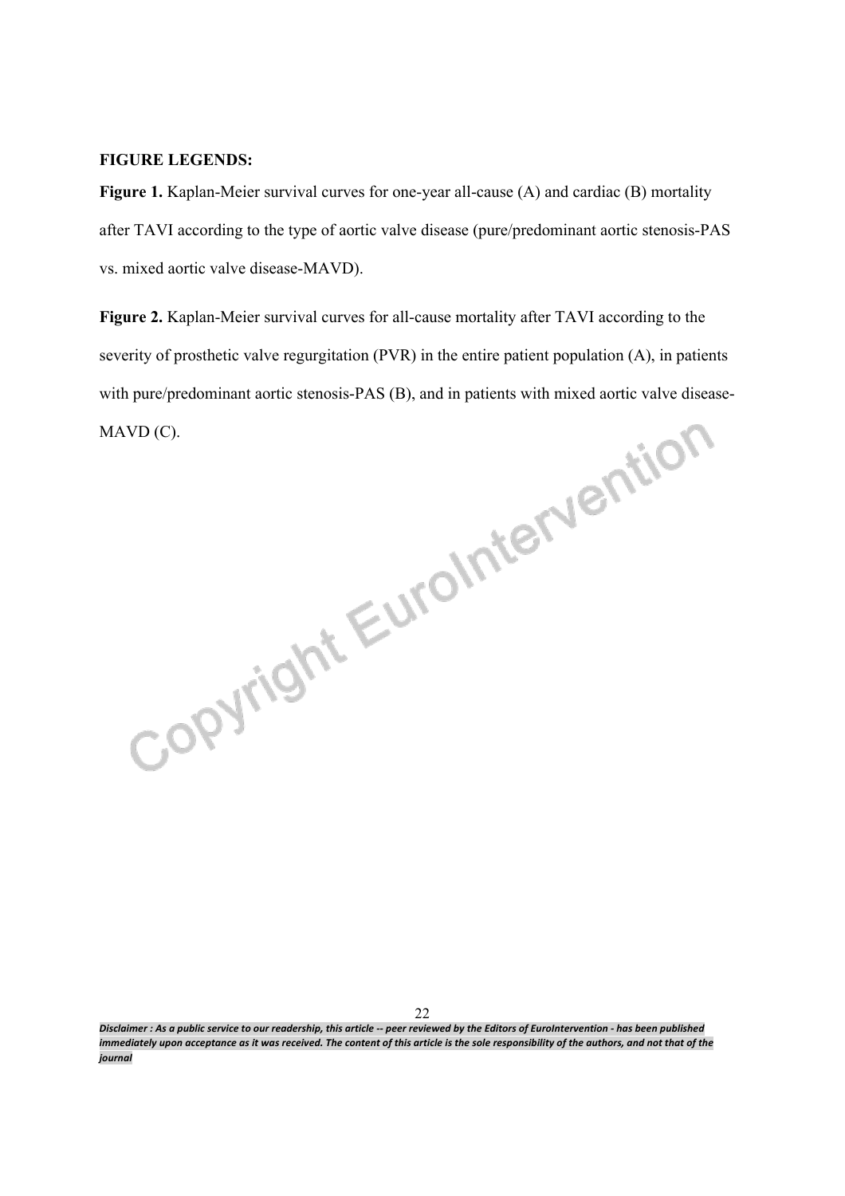**FIGURE LEGENDS:**

**Figure 1.** Kaplan-Meier survival curves for one-year all-cause (A) and cardiac (B) mortality after TAVI according to the type of aortic valve disease (pure/predominant aortic stenosis-PAS vs. mixed aortic valve disease-MAVD).

**Figure 2.** Kaplan-Meier survival curves for all-cause mortality after TAVI according to the severity of prosthetic valve regurgitation (PVR) in the entire patient population (A), in patients with pure/predominant aortic stenosis-PAS (B), and in patients with mixed aortic valve disease-MAVD (C).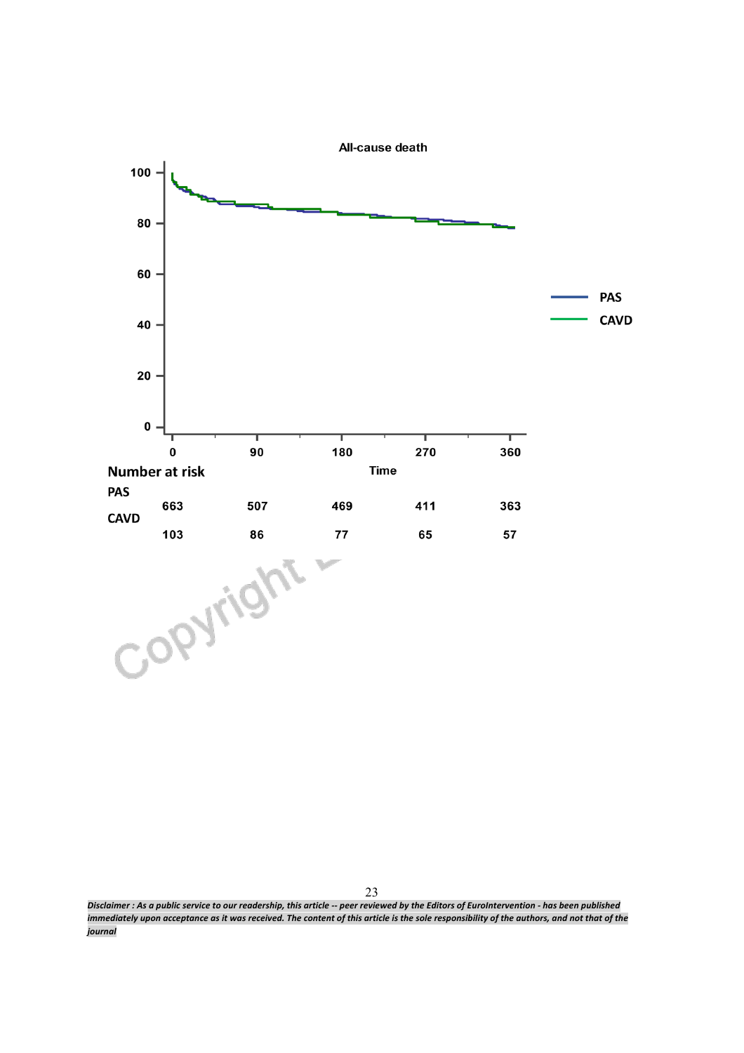All-cause death

| Number at risk | 0 | 90 | 180 | 270 | 360 |
|---|---|---|---|---|---|
| PAS | 663 | 507 | 469 | 411 | 363 |
| CAVD | 103 | 86 | 77 | 65 | 57 |

*Disclaimer : As a public service to our readership, this article -- peer reviewed by the Editors of EuroIntervention - has been published immediately upon acceptance as it was received. The content of this article is the sole responsibility of the authors, and not that of the journal*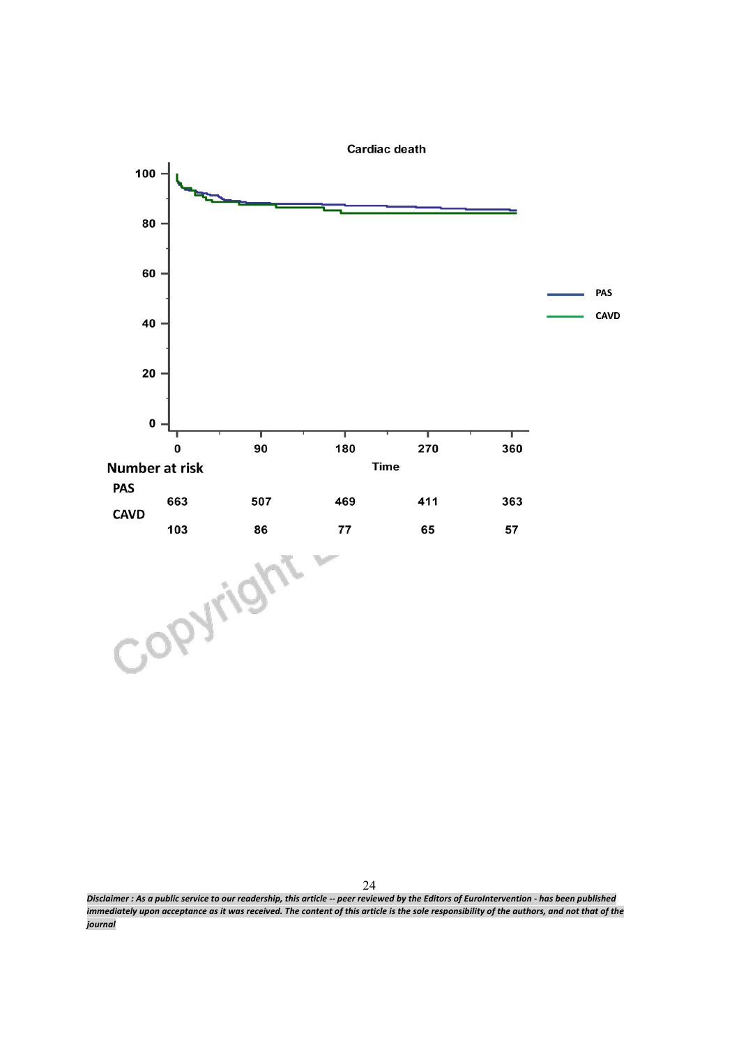**Cardiac death**

| Number at risk | 0 | 90 | 180 | 270 | 360 |
|---|---|---|---|---|---|
| PAS | 663 | 507 | 469 | 411 | 363 |
| CAVD | 103 | 86 | 77 | 65 | 57 |

Time

*Disclaimer : As a public service to our readership, this article -- peer reviewed by the Editors of EuroIntervention - has been published immediately upon acceptance as it was received. The content of this article is the sole responsibility of the authors, and not that of the journal*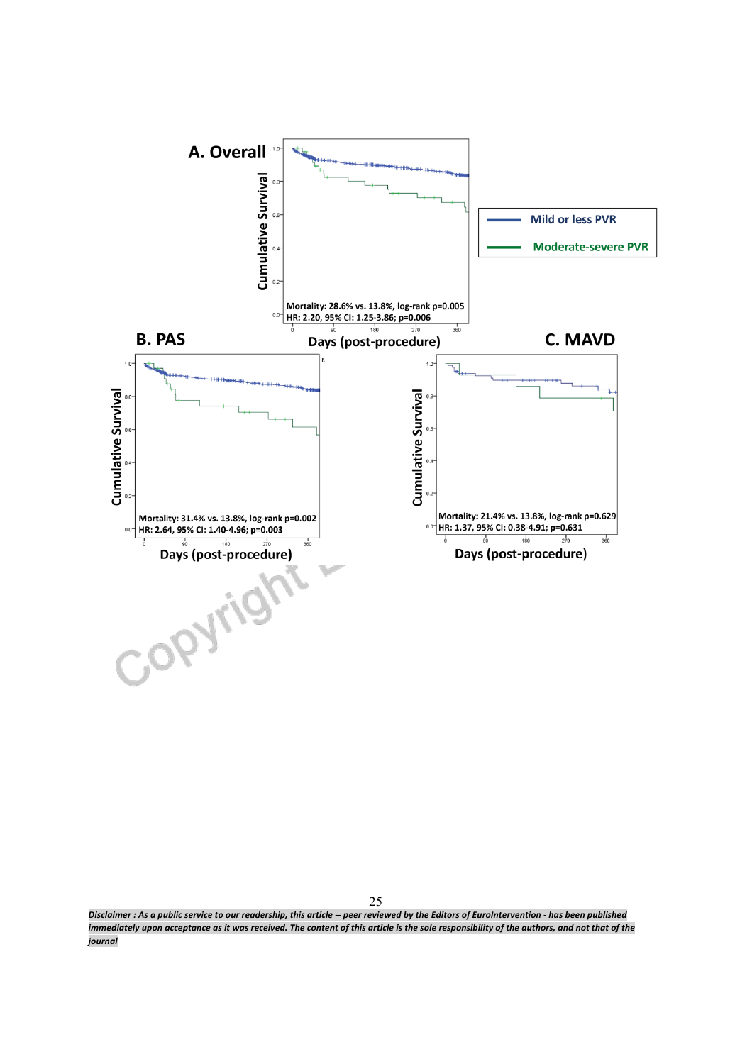A. Overall

Mortality: 28.6% vs. 13.8%, log-rank p=0.005
HR: 2.20, 95% CI: 1.25-3.86; p=0.006

Mild or less PVR

Moderate-severe PVR

B. PAS

Mortality: 31.4% vs. 13.8%, log-rank p=0.002
HR: 2.64, 95% CI: 1.40-4.96; p=0.003

C. MAVD

Mortality: 21.4% vs. 13.8%, log-rank p=0.629
HR: 1.37, 95% CI: 0.38-4.91; p=0.631

*Disclaimer : As a public service to our readership, this article -- peer reviewed by the Editors of EuroIntervention - has been published immediately upon acceptance as it was received. The content of this article is the sole responsibility of the authors, and not that of the journal*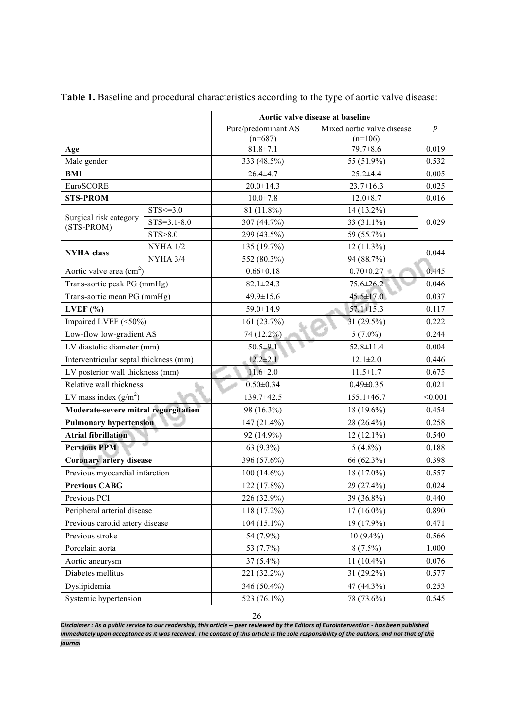**Table 1.** Baseline and procedural characteristics according to the type of aortic valve disease:

| | | Aortic valve disease at baseline | | |
|---|---|---|---|---|
| | | Pure/predominant AS (n=687) | Mixed aortic valve disease (n=106) | *p* |
| **Age** | | 81.8±7.1 | 79.7±8.6 | 0.019 |
| Male gender | | 333 (48.5%) | 55 (51.9%) | 0.532 |
| **BMI** | | 26.4±4.7 | 25.2±4.4 | 0.005 |
| EuroSCORE | | 20.0±14.3 | 23.7±16.3 | 0.025 |
| **STS-PROM** | | 10.0±7.8 | 12.0±8.7 | 0.016 |
| Surgical risk category (STS-PROM) | STS<=3.0 | 81 (11.8%) | 14 (13.2%) | 0.029 |
| | STS=3.1-8.0 | 307 (44.7%) | 33 (31.1%) | |
| | STS>8.0 | 299 (43.5%) | 59 (55.7%) | |
| **NYHA class** | NYHA 1/2 | 135 (19.7%) | 12 (11.3%) | 0.044 |
| | NYHA 3/4 | 552 (80.3%) | 94 (88.7%) | |
| Aortic valve area ($cm^2$) | | 0.66±0.18 | 0.70±0.27 | 0.445 |
| Trans-aortic peak PG (mmHg) | | 82.1±24.3 | 75.6±26.2 | 0.046 |
| Trans-aortic mean PG (mmHg) | | 49.9±15.6 | 45.5±17.0 | 0.037 |
| **LVEF (%)** | | 59.0±14.9 | 57.1±15.3 | 0.117 |
| Impaired LVEF (<50%) | | 161 (23.7%) | 31 (29.5%) | 0.222 |
| Low-flow low-gradient AS | | 74 (12.2%) | 5 (7.0%) | 0.244 |
| LV diastolic diameter (mm) | | 50.5±9.1 | 52.8±11.4 | 0.004 |
| Interventricular septal thickness (mm) | | 12.2±2.1 | 12.1±2.0 | 0.446 |
| LV posterior wall thickness (mm) | | 11.6±2.0 | 11.5±1.7 | 0.675 |
| Relative wall thickness | | 0.50±0.34 | 0.49±0.35 | 0.021 |
| LV mass index ($g/m^2$) | | 139.7±42.5 | 155.1±46.7 | <0.001 |
| **Moderate-severe mitral regurgitation** | | 98 (16.3%) | 18 (19.6%) | 0.454 |
| **Pulmonary hypertension** | | 147 (21.4%) | 28 (26.4%) | 0.258 |
| **Atrial fibrillation** | | 92 (14.9%) | 12 (12.1%) | 0.540 |
| **Pervious PPM** | | 63 (9.3%) | 5 (4.8%) | 0.188 |
| **Coronary artery disease** | | 396 (57.6%) | 66 (62.3%) | 0.398 |
| Previous myocardial infarction | | 100 (14.6%) | 18 (17.0%) | 0.557 |
| **Previous CABG** | | 122 (17.8%) | 29 (27.4%) | 0.024 |
| Previous PCI | | 226 (32.9%) | 39 (36.8%) | 0.440 |
| Peripheral arterial disease | | 118 (17.2%) | 17 (16.0%) | 0.890 |
| Previous carotid artery disease | | 104 (15.1%) | 19 (17.9%) | 0.471 |
| Previous stroke | | 54 (7.9%) | 10 (9.4%) | 0.566 |
| Porcelain aorta | | 53 (7.7%) | 8 (7.5%) | 1.000 |
| Aortic aneurysm | | 37 (5.4%) | 11 (10.4%) | 0.076 |
| Diabetes mellitus | | 221 (32.2%) | 31 (29.2%) | 0.577 |
| Dyslipidemia | | 346 (50.4%) | 47 (44.3%) | 0.253 |
| Systemic hypertension | | 523 (76.1%) | 78 (73.6%) | 0.545 |

*Disclaimer : As a public service to our readership, this article -- peer reviewed by the Editors of EuroIntervention - has been published immediately upon acceptance as it was received. The content of this article is the sole responsibility of the authors, and not that of the journal*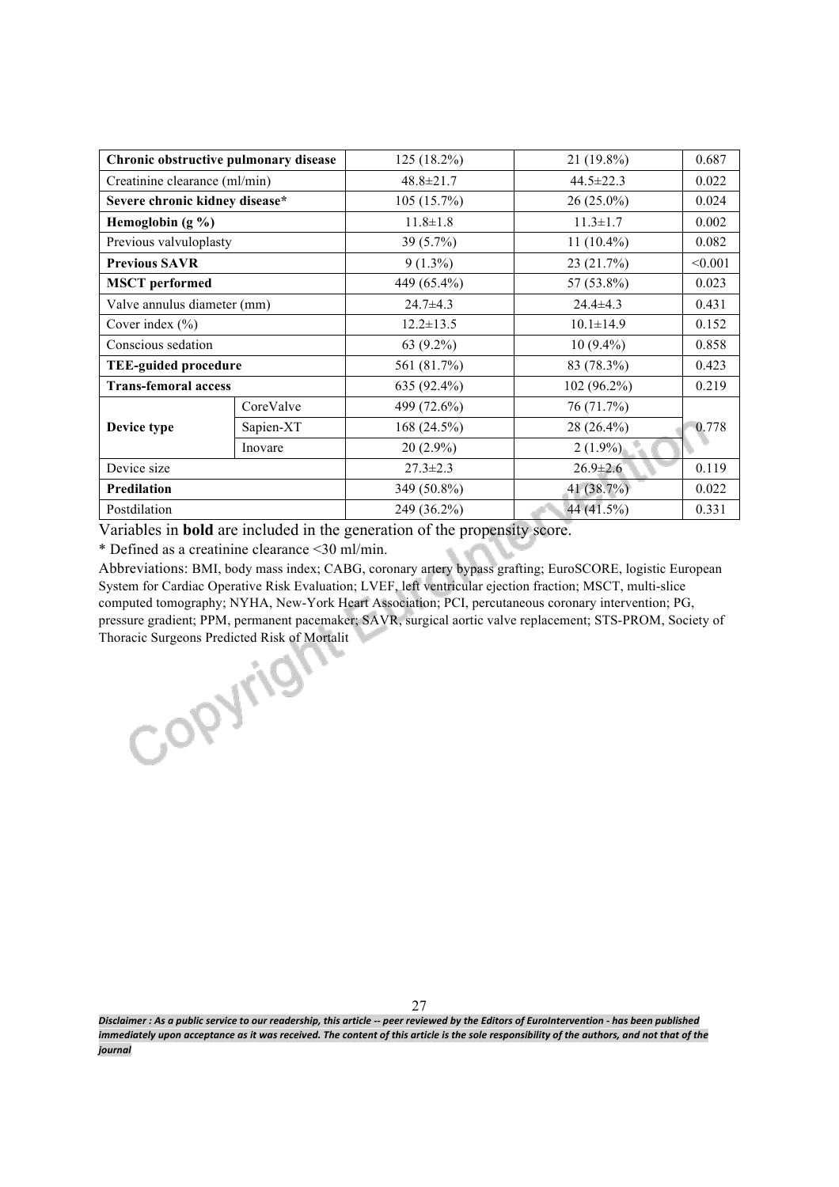| | | | | |
|---|---|---|---|---|
| **Chronic obstructive pulmonary disease** | | 125 (18.2%) | 21 (19.8%) | 0.687 |
| Creatinine clearance (ml/min) | | 48.8±21.7 | 44.5±22.3 | 0.022 |
| **Severe chronic kidney disease*** | | 105 (15.7%) | 26 (25.0%) | 0.024 |
| **Hemoglobin (g %)** | | 11.8±1.8 | 11.3±1.7 | 0.002 |
| Previous valvuloplasty | | 39 (5.7%) | 11 (10.4%) | 0.082 |
| **Previous SAVR** | | 9 (1.3%) | 23 (21.7%) | <0.001 |
| **MSCT performed** | | 449 (65.4%) | 57 (53.8%) | 0.023 |
| Valve annulus diameter (mm) | | 24.7±4.3 | 24.4±4.3 | 0.431 |
| Cover index (%) | | 12.2±13.5 | 10.1±14.9 | 0.152 |
| Conscious sedation | | 63 (9.2%) | 10 (9.4%) | 0.858 |
| **TEE-guided procedure** | | 561 (81.7%) | 83 (78.3%) | 0.423 |
| **Trans-femoral access** | | 635 (92.4%) | 102 (96.2%) | 0.219 |
| **Device type** | CoreValve | 499 (72.6%) | 76 (71.7%) | 0.778 |
| | Sapien-XT | 168 (24.5%) | 28 (26.4%) | |
| | Inovare | 20 (2.9%) | 2 (1.9%) | |
| Device size | | 27.3±2.3 | 26.9±2.6 | 0.119 |
| **Predilation** | | 349 (50.8%) | 41 (38.7%) | 0.022 |
| Postdilation | | 249 (36.2%) | 44 (41.5%) | 0.331 |

Variables in **bold** are included in the generation of the propensity score.

* Defined as a creatinine clearance <30 ml/min.

Abbreviations: BMI, body mass index; CABG, coronary artery bypass grafting; EuroSCORE, logistic European System for Cardiac Operative Risk Evaluation; LVEF, left ventricular ejection fraction; MSCT, multi-slice computed tomography; NYHA, New-York Heart Association; PCI, percutaneous coronary intervention; PG, pressure gradient; PPM, permanent pacemaker; SAVR, surgical aortic valve replacement; STS-PROM, Society of Thoracic Surgeons Predicted Risk of Mortalit

*Disclaimer : As a public service to our readership, this article -- peer reviewed by the Editors of EuroIntervention - has been published immediately upon acceptance as it was received. The content of this article is the sole responsibility of the authors, and not that of the journal*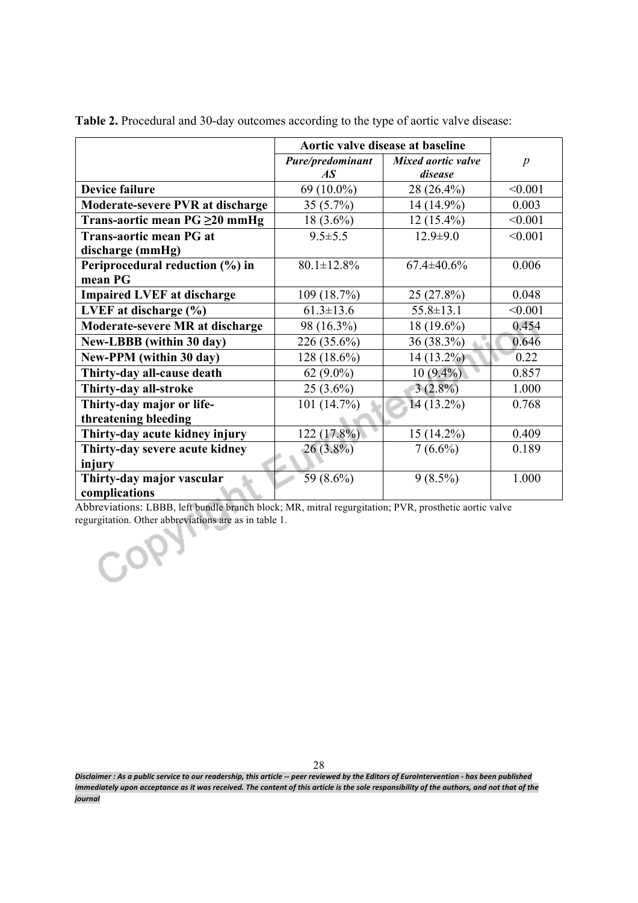**Table 2.** Procedural and 30-day outcomes according to the type of aortic valve disease:

| | Aortic valve disease at baseline | | $p$ |
|---|---|---|---|
| | *Pure/predominant AS* | *Mixed aortic valve disease* | |
| **Device failure** | 69 (10.0%) | 28 (26.4%) | <0.001 |
| **Moderate-severe PVR at discharge** | 35 (5.7%) | 14 (14.9%) | 0.003 |
| **Trans-aortic mean PG ≥20 mmHg** | 18 (3.6%) | 12 (15.4%) | <0.001 |
| **Trans-aortic mean PG at discharge (mmHg)** | 9.5±5.5 | 12.9±9.0 | <0.001 |
| **Periprocedural reduction (%) in mean PG** | 80.1±12.8% | 67.4±40.6% | 0.006 |
| **Impaired LVEF at discharge** | 109 (18.7%) | 25 (27.8%) | 0.048 |
| **LVEF at discharge (%)** | 61.3±13.6 | 55.8±13.1 | <0.001 |
| **Moderate-severe MR at discharge** | 98 (16.3%) | 18 (19.6%) | 0.454 |
| **New-LBBB (within 30 day)** | 226 (35.6%) | 36 (38.3%) | 0.646 |
| **New-PPM (within 30 day)** | 128 (18.6%) | 14 (13.2%) | 0.22 |
| **Thirty-day all-cause death** | 62 (9.0%) | 10 (9.4%) | 0.857 |
| **Thirty-day all-stroke** | 25 (3.6%) | 3 (2.8%) | 1.000 |
| **Thirty-day major or life-threatening bleeding** | 101 (14.7%) | 14 (13.2%) | 0.768 |
| **Thirty-day acute kidney injury** | 122 (17.8%) | 15 (14.2%) | 0.409 |
| **Thirty-day severe acute kidney injury** | 26 (3.8%) | 7 (6.6%) | 0.189 |
| **Thirty-day major vascular complications** | 59 (8.6%) | 9 (8.5%) | 1.000 |

Abbreviations: LBBB, left bundle branch block; MR, mitral regurgitation; PVR, prosthetic aortic valve regurgitation. Other abbreviations are as in table 1.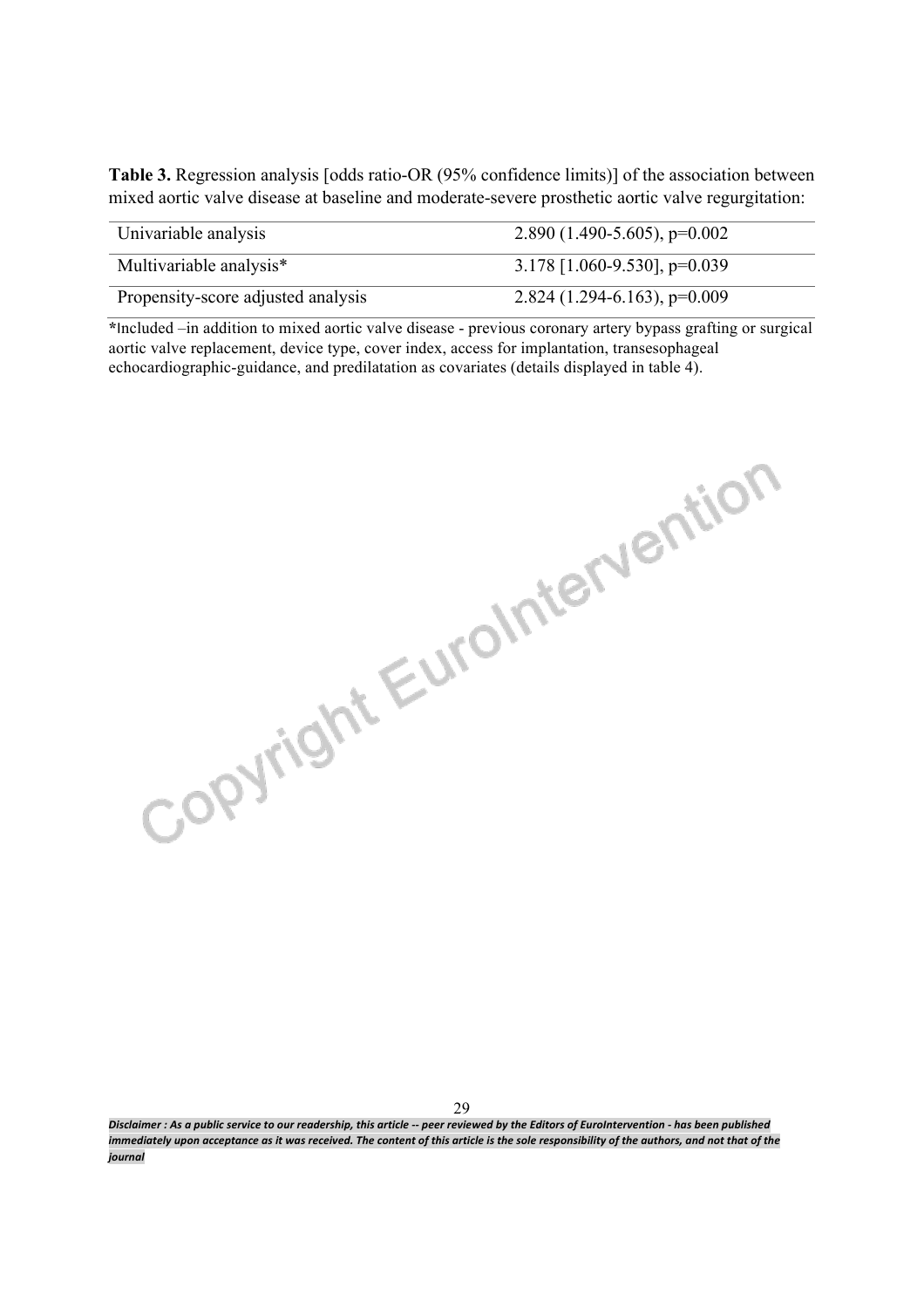**Table 3.** Regression analysis [odds ratio-OR (95% confidence limits)] of the association between mixed aortic valve disease at baseline and moderate-severe prosthetic aortic valve regurgitation:

| | |
|---|---|
| Univariable analysis | 2.890 (1.490-5.605), p=0.002 |
| Multivariable analysis* | 3.178 [1.060-9.530], p=0.039 |
| Propensity-score adjusted analysis | 2.824 (1.294-6.163), p=0.009 |

*Included –in addition to mixed aortic valve disease - previous coronary artery bypass grafting or surgical aortic valve replacement, device type, cover index, access for implantation, transesophageal echocardiographic-guidance, and predilatation as covariates (details displayed in table 4).

*Disclaimer : As a public service to our readership, this article -- peer reviewed by the Editors of EuroIntervention - has been published immediately upon acceptance as it was received. The content of this article is the sole responsibility of the authors, and not that of the journal*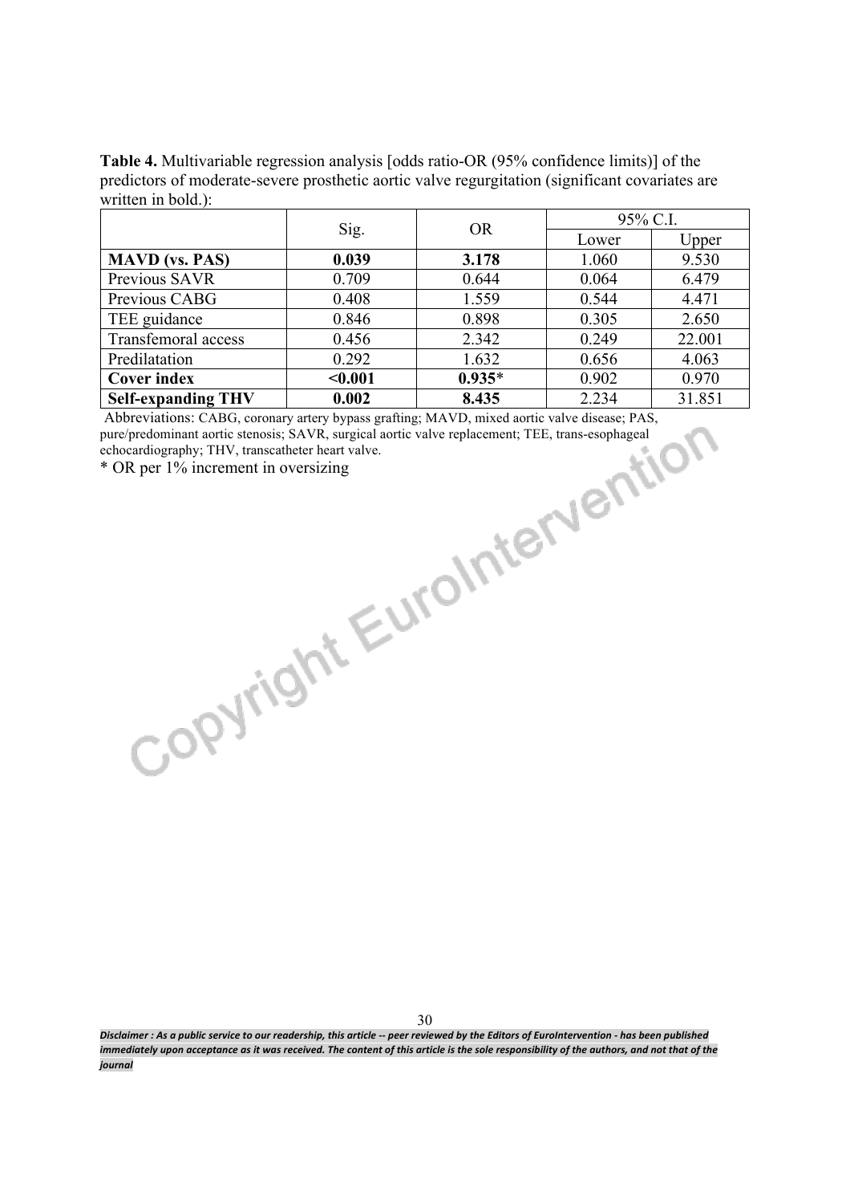**Table 4.** Multivariable regression analysis [odds ratio-OR (95% confidence limits)] of the predictors of moderate-severe prosthetic aortic valve regurgitation (significant covariates are written in bold.):

| | Sig. | OR | 95% C.I. | |
|---|---|---|---|---|
| | | | Lower | Upper |
| **MAVD (vs. PAS)** | **0.039** | **3.178** | 1.060 | 9.530 |
| Previous SAVR | 0.709 | 0.644 | 0.064 | 6.479 |
| Previous CABG | 0.408 | 1.559 | 0.544 | 4.471 |
| TEE guidance | 0.846 | 0.898 | 0.305 | 2.650 |
| Transfemoral access | 0.456 | 2.342 | 0.249 | 22.001 |
| Predilatation | 0.292 | 1.632 | 0.656 | 4.063 |
| **Cover index** | **<0.001** | **0.935*** | 0.902 | 0.970 |
| **Self-expanding THV** | **0.002** | **8.435** | 2.234 | 31.851 |

Abbreviations: CABG, coronary artery bypass grafting; MAVD, mixed aortic valve disease; PAS, pure/predominant aortic stenosis; SAVR, surgical aortic valve replacement; TEE, trans-esophageal echocardiography; THV, transcatheter heart valve.

* OR per 1% increment in oversizing

*Disclaimer : As a public service to our readership, this article -- peer reviewed by the Editors of EuroIntervention - has been published immediately upon acceptance as it was received. The content of this article is the sole responsibility of the authors, and not that of the journal*